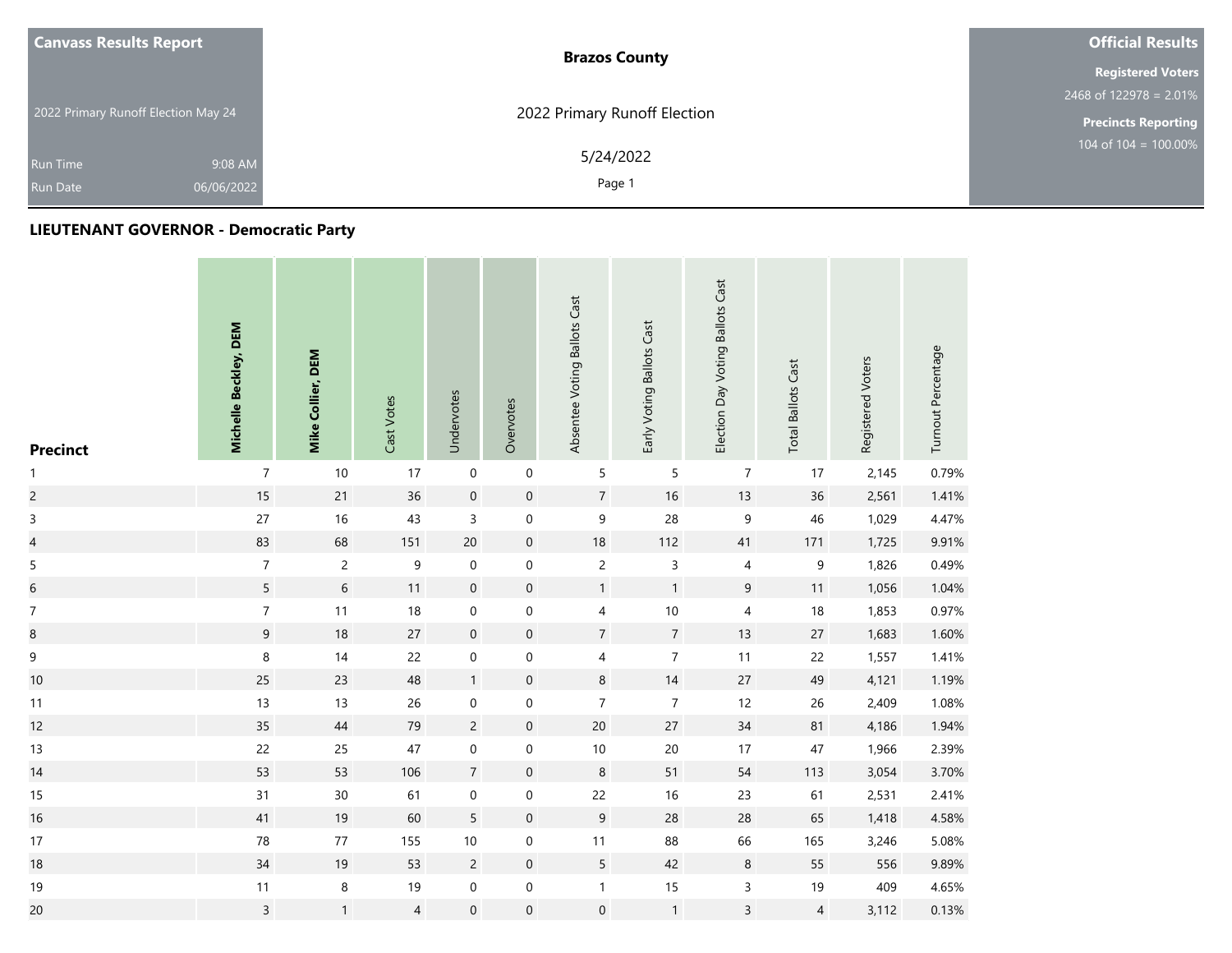**Canvass Results Report**

2022 Primary Runoff Election May 24

Run Time 9:08 AM

Run Date 06/06/2022

**Brazos County**

2022 Primary Runoff Election

5/24/2022

**Official Results**

**Registered Voters**

2468 of 122978 = 2.01%

**Precincts Reporting**

104 of 104 = 100.00%

## LIEUTENANT GOVERNOR - Democratic Party

| Precinct | Michelle Beckley, DEM | Mike Collier, DEM | Cast Votes | Undervotes | Overvotes | Absentee Voting Ballots Cast | Early Voting Ballots Cast | Election Day Voting Ballots Cast | Total Ballots Cast | Registered Voters | Turnout Percentage |
|---|---|---|---|---|---|---|---|---|---|---|---|
| 1 | 7 | 10 | 17 | 0 | 0 | 5 | 5 | 7 | 17 | 2,145 | 0.79% |
| 2 | 15 | 21 | 36 | 0 | 0 | 7 | 16 | 13 | 36 | 2,561 | 1.41% |
| 3 | 27 | 16 | 43 | 3 | 0 | 9 | 28 | 9 | 46 | 1,029 | 4.47% |
| 4 | 83 | 68 | 151 | 20 | 0 | 18 | 112 | 41 | 171 | 1,725 | 9.91% |
| 5 | 7 | 2 | 9 | 0 | 0 | 2 | 3 | 4 | 9 | 1,826 | 0.49% |
| 6 | 5 | 6 | 11 | 0 | 0 | 1 | 1 | 9 | 11 | 1,056 | 1.04% |
| 7 | 7 | 11 | 18 | 0 | 0 | 4 | 10 | 4 | 18 | 1,853 | 0.97% |
| 8 | 9 | 18 | 27 | 0 | 0 | 7 | 7 | 13 | 27 | 1,683 | 1.60% |
| 9 | 8 | 14 | 22 | 0 | 0 | 4 | 7 | 11 | 22 | 1,557 | 1.41% |
| 10 | 25 | 23 | 48 | 1 | 0 | 8 | 14 | 27 | 49 | 4,121 | 1.19% |
| 11 | 13 | 13 | 26 | 0 | 0 | 7 | 7 | 12 | 26 | 2,409 | 1.08% |
| 12 | 35 | 44 | 79 | 2 | 0 | 20 | 27 | 34 | 81 | 4,186 | 1.94% |
| 13 | 22 | 25 | 47 | 0 | 0 | 10 | 20 | 17 | 47 | 1,966 | 2.39% |
| 14 | 53 | 53 | 106 | 7 | 0 | 8 | 51 | 54 | 113 | 3,054 | 3.70% |
| 15 | 31 | 30 | 61 | 0 | 0 | 22 | 16 | 23 | 61 | 2,531 | 2.41% |
| 16 | 41 | 19 | 60 | 5 | 0 | 9 | 28 | 28 | 65 | 1,418 | 4.58% |
| 17 | 78 | 77 | 155 | 10 | 0 | 11 | 88 | 66 | 165 | 3,246 | 5.08% |
| 18 | 34 | 19 | 53 | 2 | 0 | 5 | 42 | 8 | 55 | 556 | 9.89% |
| 19 | 11 | 8 | 19 | 0 | 0 | 1 | 15 | 3 | 19 | 409 | 4.65% |
| 20 | 3 | 1 | 4 | 0 | 0 | 0 | 1 | 3 | 4 | 3,112 | 0.13% |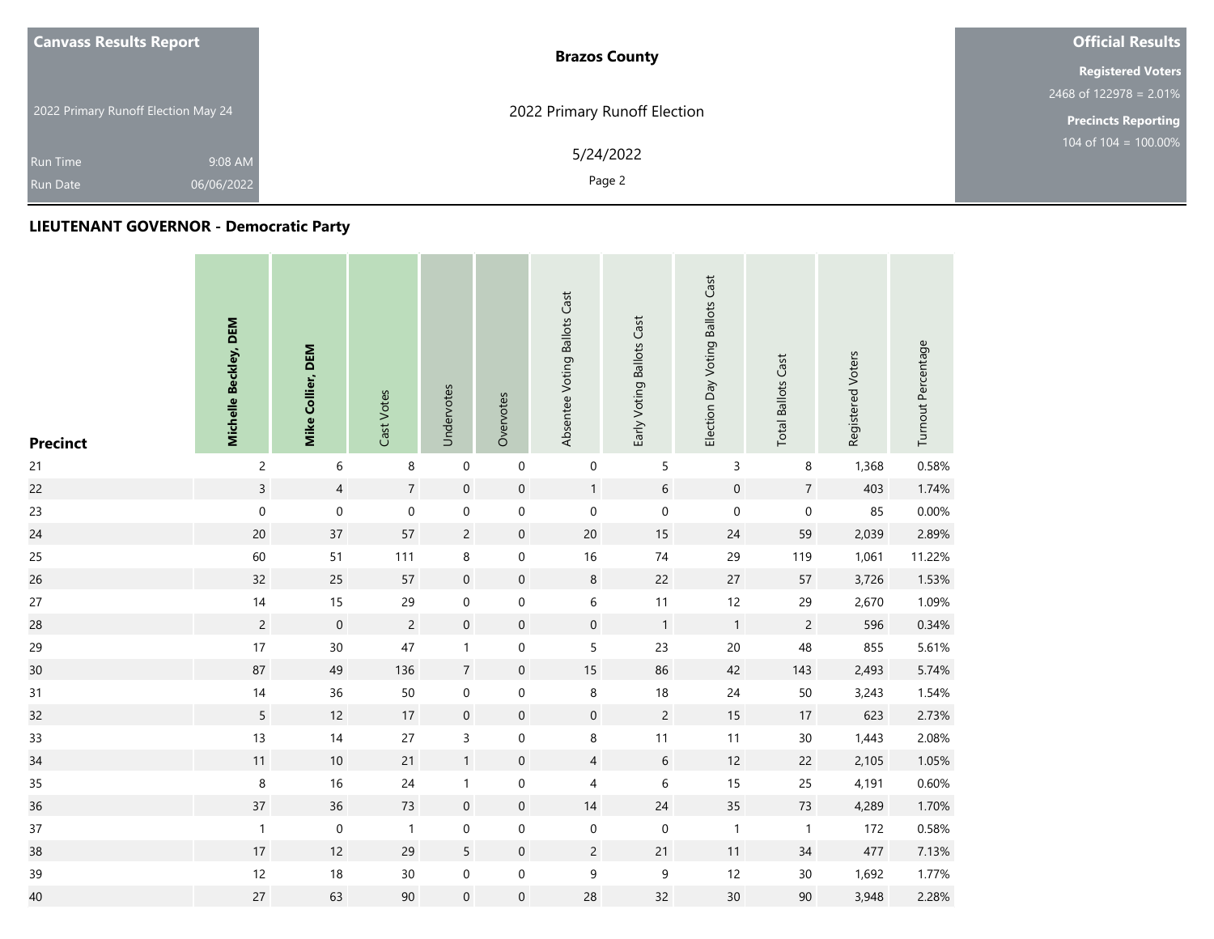## LIEUTENANT GOVERNOR - Democratic Party

| Precinct | Michelle Beckley, DEM | Mike Collier, DEM | Cast Votes | Undervotes | Overvotes | Absentee Voting Ballots Cast | Early Voting Ballots Cast | Election Day Voting Ballots Cast | Total Ballots Cast | Registered Voters | Turnout Percentage |
|---|---|---|---|---|---|---|---|---|---|---|---|
| 21 | 2 | 6 | 8 | 0 | 0 | 0 | 5 | 3 | 8 | 1,368 | 0.58% |
| 22 | 3 | 4 | 7 | 0 | 0 | 1 | 6 | 0 | 7 | 403 | 1.74% |
| 23 | 0 | 0 | 0 | 0 | 0 | 0 | 0 | 0 | 0 | 85 | 0.00% |
| 24 | 20 | 37 | 57 | 2 | 0 | 20 | 15 | 24 | 59 | 2,039 | 2.89% |
| 25 | 60 | 51 | 111 | 8 | 0 | 16 | 74 | 29 | 119 | 1,061 | 11.22% |
| 26 | 32 | 25 | 57 | 0 | 0 | 8 | 22 | 27 | 57 | 3,726 | 1.53% |
| 27 | 14 | 15 | 29 | 0 | 0 | 6 | 11 | 12 | 29 | 2,670 | 1.09% |
| 28 | 2 | 0 | 2 | 0 | 0 | 0 | 1 | 1 | 2 | 596 | 0.34% |
| 29 | 17 | 30 | 47 | 1 | 0 | 5 | 23 | 20 | 48 | 855 | 5.61% |
| 30 | 87 | 49 | 136 | 7 | 0 | 15 | 86 | 42 | 143 | 2,493 | 5.74% |
| 31 | 14 | 36 | 50 | 0 | 0 | 8 | 18 | 24 | 50 | 3,243 | 1.54% |
| 32 | 5 | 12 | 17 | 0 | 0 | 0 | 2 | 15 | 17 | 623 | 2.73% |
| 33 | 13 | 14 | 27 | 3 | 0 | 8 | 11 | 11 | 30 | 1,443 | 2.08% |
| 34 | 11 | 10 | 21 | 1 | 0 | 4 | 6 | 12 | 22 | 2,105 | 1.05% |
| 35 | 8 | 16 | 24 | 1 | 0 | 4 | 6 | 15 | 25 | 4,191 | 0.60% |
| 36 | 37 | 36 | 73 | 0 | 0 | 14 | 24 | 35 | 73 | 4,289 | 1.70% |
| 37 | 1 | 0 | 1 | 0 | 0 | 0 | 0 | 1 | 1 | 172 | 0.58% |
| 38 | 17 | 12 | 29 | 5 | 0 | 2 | 21 | 11 | 34 | 477 | 7.13% |
| 39 | 12 | 18 | 30 | 0 | 0 | 9 | 9 | 12 | 30 | 1,692 | 1.77% |
| 40 | 27 | 63 | 90 | 0 | 0 | 28 | 32 | 30 | 90 | 3,948 | 2.28% |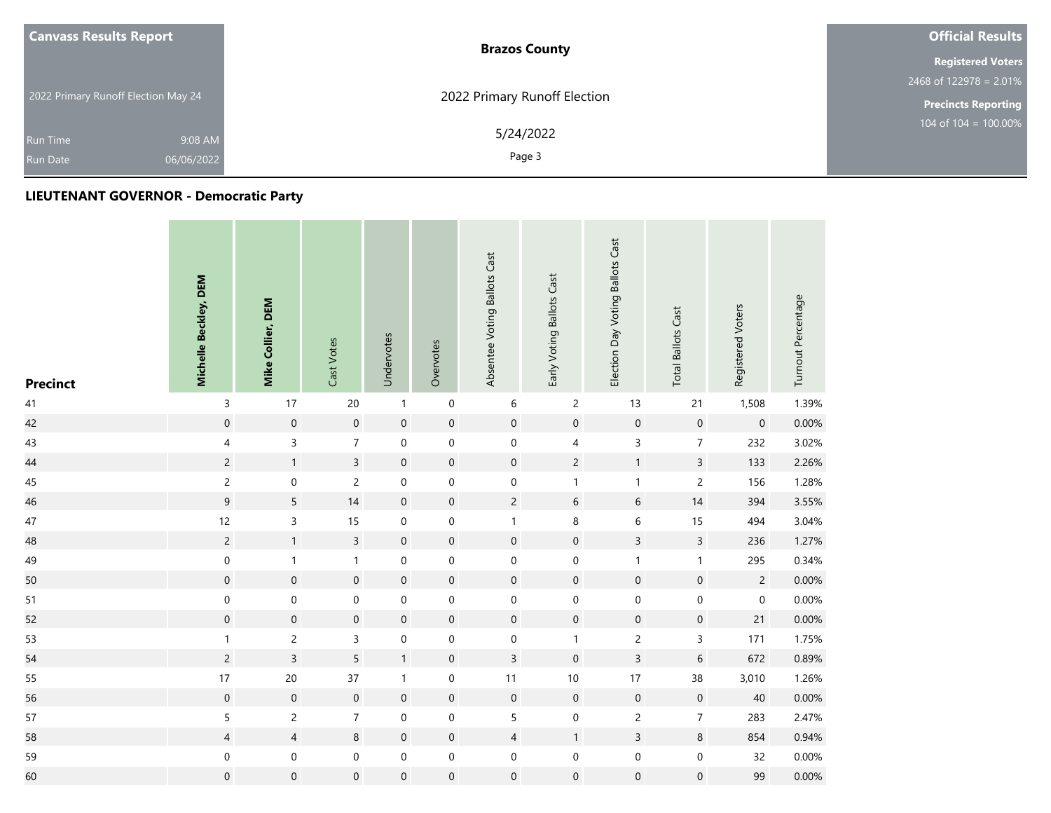**Canvass Results Report**

2022 Primary Runoff Election May 24

Run Time 9:08 AM

Run Date 06/06/2022

**Brazos County**

2022 Primary Runoff Election

5/24/2022

**Official Results**

**Registered Voters**

2468 of 122978 = 2.01%

**Precincts Reporting**

104 of 104 = 100.00%

## LIEUTENANT GOVERNOR - Democratic Party

| Precinct | Michelle Beckley, DEM | Mike Collier, DEM | Cast Votes | Undervotes | Overvotes | Absentee Voting Ballots Cast | Early Voting Ballots Cast | Election Day Voting Ballots Cast | Total Ballots Cast | Registered Voters | Turnout Percentage |
|---|---|---|---|---|---|---|---|---|---|---|---|
| 41 | 3 | 17 | 20 | 1 | 0 | 6 | 2 | 13 | 21 | 1,508 | 1.39% |
| 42 | 0 | 0 | 0 | 0 | 0 | 0 | 0 | 0 | 0 | 0 | 0.00% |
| 43 | 4 | 3 | 7 | 0 | 0 | 0 | 4 | 3 | 7 | 232 | 3.02% |
| 44 | 2 | 1 | 3 | 0 | 0 | 0 | 2 | 1 | 3 | 133 | 2.26% |
| 45 | 2 | 0 | 2 | 0 | 0 | 0 | 1 | 1 | 2 | 156 | 1.28% |
| 46 | 9 | 5 | 14 | 0 | 0 | 2 | 6 | 6 | 14 | 394 | 3.55% |
| 47 | 12 | 3 | 15 | 0 | 0 | 1 | 8 | 6 | 15 | 494 | 3.04% |
| 48 | 2 | 1 | 3 | 0 | 0 | 0 | 0 | 3 | 3 | 236 | 1.27% |
| 49 | 0 | 1 | 1 | 0 | 0 | 0 | 0 | 1 | 1 | 295 | 0.34% |
| 50 | 0 | 0 | 0 | 0 | 0 | 0 | 0 | 0 | 0 | 2 | 0.00% |
| 51 | 0 | 0 | 0 | 0 | 0 | 0 | 0 | 0 | 0 | 0 | 0.00% |
| 52 | 0 | 0 | 0 | 0 | 0 | 0 | 0 | 0 | 0 | 21 | 0.00% |
| 53 | 1 | 2 | 3 | 0 | 0 | 0 | 1 | 2 | 3 | 171 | 1.75% |
| 54 | 2 | 3 | 5 | 1 | 0 | 3 | 0 | 3 | 6 | 672 | 0.89% |
| 55 | 17 | 20 | 37 | 1 | 0 | 11 | 10 | 17 | 38 | 3,010 | 1.26% |
| 56 | 0 | 0 | 0 | 0 | 0 | 0 | 0 | 0 | 0 | 40 | 0.00% |
| 57 | 5 | 2 | 7 | 0 | 0 | 5 | 0 | 2 | 7 | 283 | 2.47% |
| 58 | 4 | 4 | 8 | 0 | 0 | 4 | 1 | 3 | 8 | 854 | 0.94% |
| 59 | 0 | 0 | 0 | 0 | 0 | 0 | 0 | 0 | 0 | 32 | 0.00% |
| 60 | 0 | 0 | 0 | 0 | 0 | 0 | 0 | 0 | 0 | 99 | 0.00% |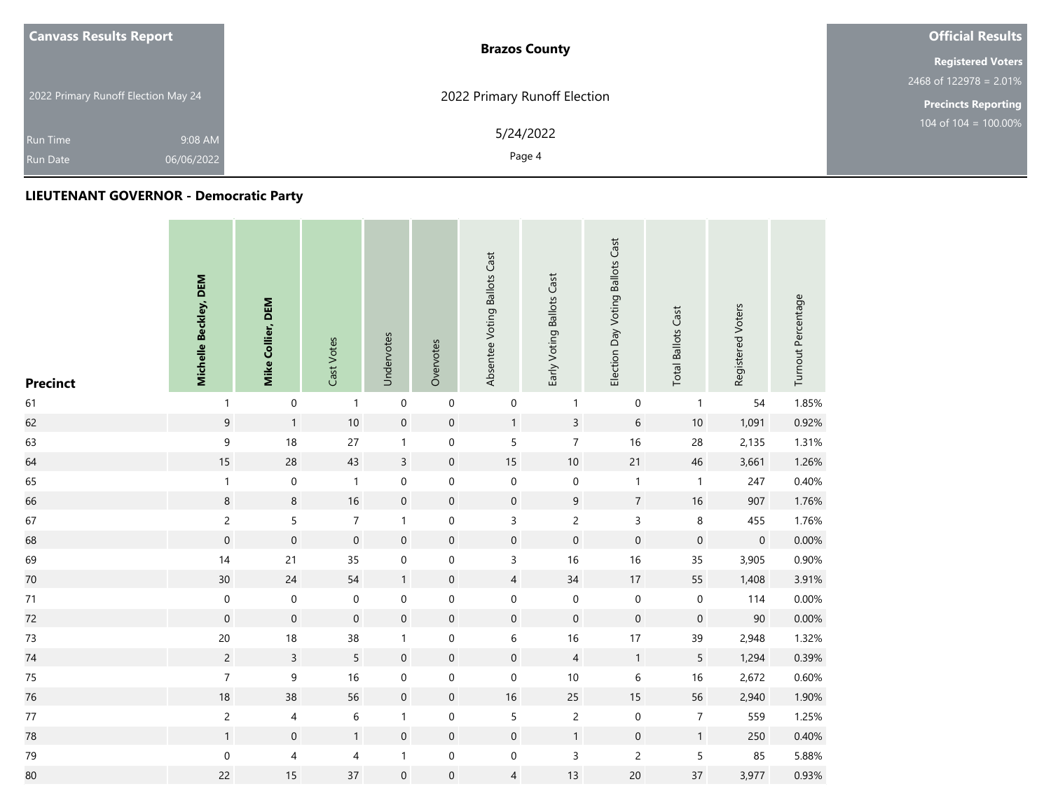## LIEUTENANT GOVERNOR - Democratic Party

| Precinct | Michelle Beckley, DEM | Mike Collier, DEM | Cast Votes | Undervotes | Overvotes | Absentee Voting Ballots Cast | Early Voting Ballots Cast | Election Day Voting Ballots Cast | Total Ballots Cast | Registered Voters | Turnout Percentage |
|---|---|---|---|---|---|---|---|---|---|---|---|
| 61 | 1 | 0 | 1 | 0 | 0 | 0 | 1 | 0 | 1 | 54 | 1.85% |
| 62 | 9 | 1 | 10 | 0 | 0 | 1 | 3 | 6 | 10 | 1,091 | 0.92% |
| 63 | 9 | 18 | 27 | 1 | 0 | 5 | 7 | 16 | 28 | 2,135 | 1.31% |
| 64 | 15 | 28 | 43 | 3 | 0 | 15 | 10 | 21 | 46 | 3,661 | 1.26% |
| 65 | 1 | 0 | 1 | 0 | 0 | 0 | 0 | 1 | 1 | 247 | 0.40% |
| 66 | 8 | 8 | 16 | 0 | 0 | 0 | 9 | 7 | 16 | 907 | 1.76% |
| 67 | 2 | 5 | 7 | 1 | 0 | 3 | 2 | 3 | 8 | 455 | 1.76% |
| 68 | 0 | 0 | 0 | 0 | 0 | 0 | 0 | 0 | 0 | 0 | 0.00% |
| 69 | 14 | 21 | 35 | 0 | 0 | 3 | 16 | 16 | 35 | 3,905 | 0.90% |
| 70 | 30 | 24 | 54 | 1 | 0 | 4 | 34 | 17 | 55 | 1,408 | 3.91% |
| 71 | 0 | 0 | 0 | 0 | 0 | 0 | 0 | 0 | 0 | 114 | 0.00% |
| 72 | 0 | 0 | 0 | 0 | 0 | 0 | 0 | 0 | 0 | 90 | 0.00% |
| 73 | 20 | 18 | 38 | 1 | 0 | 6 | 16 | 17 | 39 | 2,948 | 1.32% |
| 74 | 2 | 3 | 5 | 0 | 0 | 0 | 4 | 1 | 5 | 1,294 | 0.39% |
| 75 | 7 | 9 | 16 | 0 | 0 | 0 | 10 | 6 | 16 | 2,672 | 0.60% |
| 76 | 18 | 38 | 56 | 0 | 0 | 16 | 25 | 15 | 56 | 2,940 | 1.90% |
| 77 | 2 | 4 | 6 | 1 | 0 | 5 | 2 | 0 | 7 | 559 | 1.25% |
| 78 | 1 | 0 | 1 | 0 | 0 | 0 | 1 | 0 | 1 | 250 | 0.40% |
| 79 | 0 | 4 | 4 | 1 | 0 | 0 | 3 | 2 | 5 | 85 | 5.88% |
| 80 | 22 | 15 | 37 | 0 | 0 | 4 | 13 | 20 | 37 | 3,977 | 0.93% |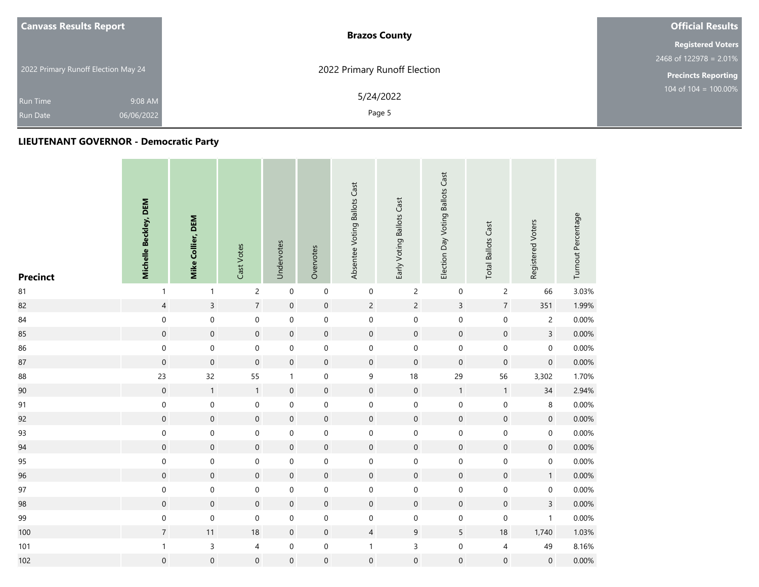**Canvass Results Report**

2022 Primary Runoff Election May 24

Run Time 9:08 AM

Run Date 06/06/2022

**Brazos County**

2022 Primary Runoff Election

5/24/2022

**Official Results**

**Registered Voters**

2468 of 122978 = 2.01%

**Precincts Reporting**

104 of 104 = 100.00%

## LIEUTENANT GOVERNOR - Democratic Party

| Precinct | Michelle Beckley, DEM | Mike Collier, DEM | Cast Votes | Undervotes | Overvotes | Absentee Voting Ballots Cast | Early Voting Ballots Cast | Election Day Voting Ballots Cast | Total Ballots Cast | Registered Voters | Turnout Percentage |
|---|---|---|---|---|---|---|---|---|---|---|---|
| 81 | 1 | 1 | 2 | 0 | 0 | 0 | 2 | 0 | 2 | 66 | 3.03% |
| 82 | 4 | 3 | 7 | 0 | 0 | 2 | 2 | 3 | 7 | 351 | 1.99% |
| 84 | 0 | 0 | 0 | 0 | 0 | 0 | 0 | 0 | 0 | 2 | 0.00% |
| 85 | 0 | 0 | 0 | 0 | 0 | 0 | 0 | 0 | 0 | 3 | 0.00% |
| 86 | 0 | 0 | 0 | 0 | 0 | 0 | 0 | 0 | 0 | 0 | 0.00% |
| 87 | 0 | 0 | 0 | 0 | 0 | 0 | 0 | 0 | 0 | 0 | 0.00% |
| 88 | 23 | 32 | 55 | 1 | 0 | 9 | 18 | 29 | 56 | 3,302 | 1.70% |
| 90 | 0 | 1 | 1 | 0 | 0 | 0 | 0 | 1 | 1 | 34 | 2.94% |
| 91 | 0 | 0 | 0 | 0 | 0 | 0 | 0 | 0 | 0 | 8 | 0.00% |
| 92 | 0 | 0 | 0 | 0 | 0 | 0 | 0 | 0 | 0 | 0 | 0.00% |
| 93 | 0 | 0 | 0 | 0 | 0 | 0 | 0 | 0 | 0 | 0 | 0.00% |
| 94 | 0 | 0 | 0 | 0 | 0 | 0 | 0 | 0 | 0 | 0 | 0.00% |
| 95 | 0 | 0 | 0 | 0 | 0 | 0 | 0 | 0 | 0 | 0 | 0.00% |
| 96 | 0 | 0 | 0 | 0 | 0 | 0 | 0 | 0 | 0 | 1 | 0.00% |
| 97 | 0 | 0 | 0 | 0 | 0 | 0 | 0 | 0 | 0 | 0 | 0.00% |
| 98 | 0 | 0 | 0 | 0 | 0 | 0 | 0 | 0 | 0 | 3 | 0.00% |
| 99 | 0 | 0 | 0 | 0 | 0 | 0 | 0 | 0 | 0 | 1 | 0.00% |
| 100 | 7 | 11 | 18 | 0 | 0 | 4 | 9 | 5 | 18 | 1,740 | 1.03% |
| 101 | 1 | 3 | 4 | 0 | 0 | 1 | 3 | 0 | 4 | 49 | 8.16% |
| 102 | 0 | 0 | 0 | 0 | 0 | 0 | 0 | 0 | 0 | 0 | 0.00% |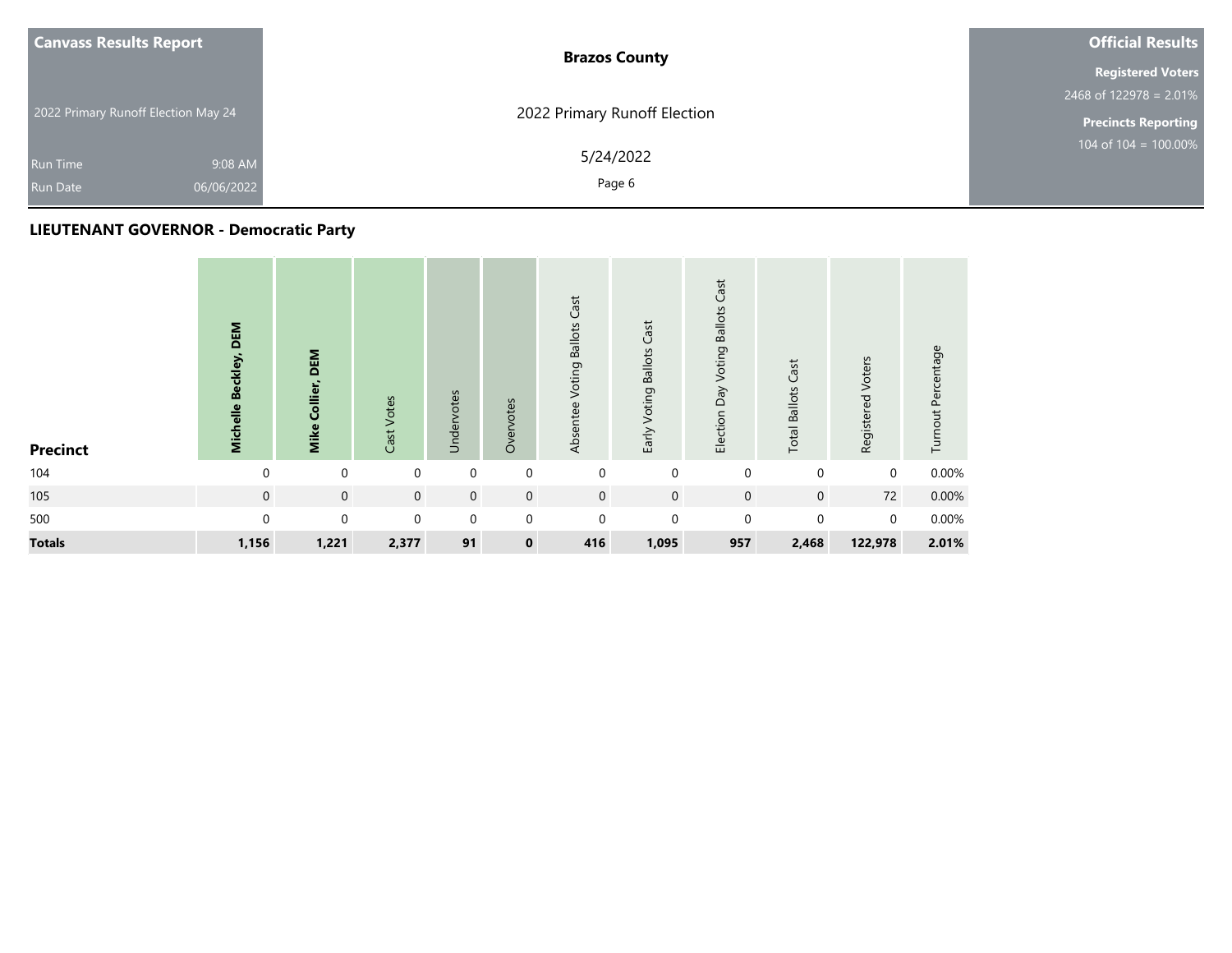| Canvass Results Report | Brazos County | Official Results |
| --- | --- | --- |
| 2022 Primary Runoff Election May 24 | 2022 Primary Runoff Election | Registered Voters 2468 of 122978 = 2.01% |
| Run Time 9:08 AM | 5/24/2022 | Precincts Reporting 104 of 104 = 100.00% |
| Run Date 06/06/2022 | | |

## LIEUTENANT GOVERNOR - Democratic Party

| Precinct | Michelle Beckley, DEM | Mike Collier, DEM | Cast Votes | Undervotes | Overvotes | Absentee Voting Ballots Cast | Early Voting Ballots Cast | Election Day Voting Ballots Cast | Total Ballots Cast | Registered Voters | Turnout Percentage |
| --- | --- | --- | --- | --- | --- | --- | --- | --- | --- | --- | --- |
| 104 | 0 | 0 | 0 | 0 | 0 | 0 | 0 | 0 | 0 | 0 | 0.00% |
| 105 | 0 | 0 | 0 | 0 | 0 | 0 | 0 | 0 | 0 | 72 | 0.00% |
| 500 | 0 | 0 | 0 | 0 | 0 | 0 | 0 | 0 | 0 | 0 | 0.00% |
| **Totals** | **1,156** | **1,221** | **2,377** | **91** | **0** | **416** | **1,095** | **957** | **2,468** | **122,978** | **2.01%** |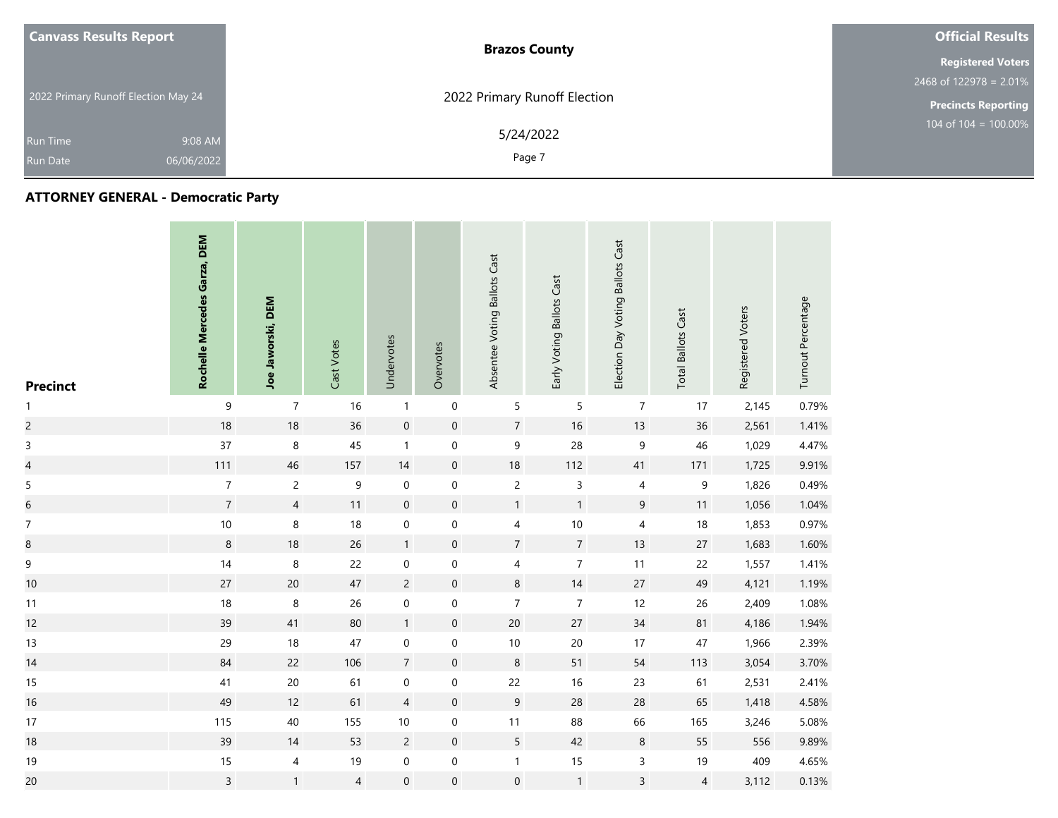**Canvass Results Report**

2022 Primary Runoff Election May 24

Run Time 9:08 AM

Run Date 06/06/2022

**Brazos County**

2022 Primary Runoff Election

5/24/2022

**Official Results**

**Registered Voters**

2468 of 122978 = 2.01%

**Precincts Reporting**

104 of 104 = 100.00%

## ATTORNEY GENERAL - Democratic Party

| Precinct | Rochelle Mercedes Garza, DEM | Joe Jaworski, DEM | Cast Votes | Undervotes | Overvotes | Absentee Voting Ballots Cast | Early Voting Ballots Cast | Election Day Voting Ballots Cast | Total Ballots Cast | Registered Voters | Turnout Percentage |
|---|---|---|---|---|---|---|---|---|---|---|---|
| 1 | 9 | 7 | 16 | 1 | 0 | 5 | 5 | 7 | 17 | 2,145 | 0.79% |
| 2 | 18 | 18 | 36 | 0 | 0 | 7 | 16 | 13 | 36 | 2,561 | 1.41% |
| 3 | 37 | 8 | 45 | 1 | 0 | 9 | 28 | 9 | 46 | 1,029 | 4.47% |
| 4 | 111 | 46 | 157 | 14 | 0 | 18 | 112 | 41 | 171 | 1,725 | 9.91% |
| 5 | 7 | 2 | 9 | 0 | 0 | 2 | 3 | 4 | 9 | 1,826 | 0.49% |
| 6 | 7 | 4 | 11 | 0 | 0 | 1 | 1 | 9 | 11 | 1,056 | 1.04% |
| 7 | 10 | 8 | 18 | 0 | 0 | 4 | 10 | 4 | 18 | 1,853 | 0.97% |
| 8 | 8 | 18 | 26 | 1 | 0 | 7 | 7 | 13 | 27 | 1,683 | 1.60% |
| 9 | 14 | 8 | 22 | 0 | 0 | 4 | 7 | 11 | 22 | 1,557 | 1.41% |
| 10 | 27 | 20 | 47 | 2 | 0 | 8 | 14 | 27 | 49 | 4,121 | 1.19% |
| 11 | 18 | 8 | 26 | 0 | 0 | 7 | 7 | 12 | 26 | 2,409 | 1.08% |
| 12 | 39 | 41 | 80 | 1 | 0 | 20 | 27 | 34 | 81 | 4,186 | 1.94% |
| 13 | 29 | 18 | 47 | 0 | 0 | 10 | 20 | 17 | 47 | 1,966 | 2.39% |
| 14 | 84 | 22 | 106 | 7 | 0 | 8 | 51 | 54 | 113 | 3,054 | 3.70% |
| 15 | 41 | 20 | 61 | 0 | 0 | 22 | 16 | 23 | 61 | 2,531 | 2.41% |
| 16 | 49 | 12 | 61 | 4 | 0 | 9 | 28 | 28 | 65 | 1,418 | 4.58% |
| 17 | 115 | 40 | 155 | 10 | 0 | 11 | 88 | 66 | 165 | 3,246 | 5.08% |
| 18 | 39 | 14 | 53 | 2 | 0 | 5 | 42 | 8 | 55 | 556 | 9.89% |
| 19 | 15 | 4 | 19 | 0 | 0 | 1 | 15 | 3 | 19 | 409 | 4.65% |
| 20 | 3 | 1 | 4 | 0 | 0 | 0 | 1 | 3 | 4 | 3,112 | 0.13% |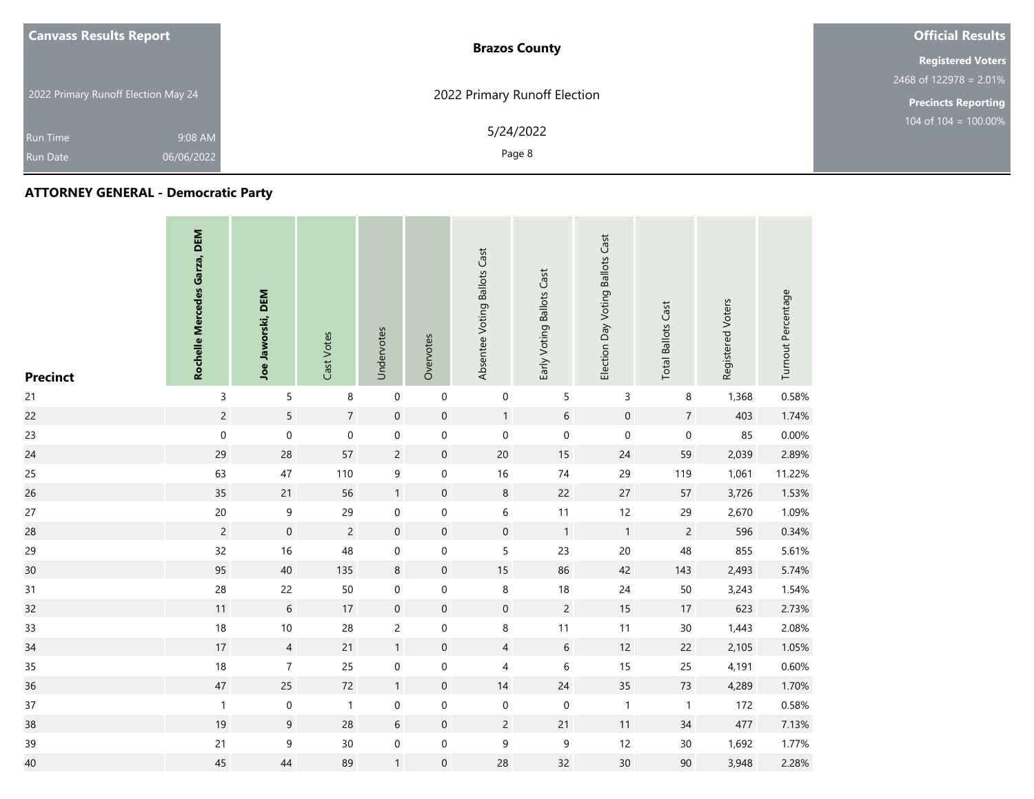## ATTORNEY GENERAL - Democratic Party

| Precinct | Rochelle Mercedes Garza, DEM | Joe Jaworski, DEM | Cast Votes | Undervotes | Overvotes | Absentee Voting Ballots Cast | Early Voting Ballots Cast | Election Day Voting Ballots Cast | Total Ballots Cast | Registered Voters | Turnout Percentage |
|---|---|---|---|---|---|---|---|---|---|---|---|
| 21 | 3 | 5 | 8 | 0 | 0 | 0 | 5 | 3 | 8 | 1,368 | 0.58% |
| 22 | 2 | 5 | 7 | 0 | 0 | 1 | 6 | 0 | 7 | 403 | 1.74% |
| 23 | 0 | 0 | 0 | 0 | 0 | 0 | 0 | 0 | 0 | 85 | 0.00% |
| 24 | 29 | 28 | 57 | 2 | 0 | 20 | 15 | 24 | 59 | 2,039 | 2.89% |
| 25 | 63 | 47 | 110 | 9 | 0 | 16 | 74 | 29 | 119 | 1,061 | 11.22% |
| 26 | 35 | 21 | 56 | 1 | 0 | 8 | 22 | 27 | 57 | 3,726 | 1.53% |
| 27 | 20 | 9 | 29 | 0 | 0 | 6 | 11 | 12 | 29 | 2,670 | 1.09% |
| 28 | 2 | 0 | 2 | 0 | 0 | 0 | 1 | 1 | 2 | 596 | 0.34% |
| 29 | 32 | 16 | 48 | 0 | 0 | 5 | 23 | 20 | 48 | 855 | 5.61% |
| 30 | 95 | 40 | 135 | 8 | 0 | 15 | 86 | 42 | 143 | 2,493 | 5.74% |
| 31 | 28 | 22 | 50 | 0 | 0 | 8 | 18 | 24 | 50 | 3,243 | 1.54% |
| 32 | 11 | 6 | 17 | 0 | 0 | 0 | 2 | 15 | 17 | 623 | 2.73% |
| 33 | 18 | 10 | 28 | 2 | 0 | 8 | 11 | 11 | 30 | 1,443 | 2.08% |
| 34 | 17 | 4 | 21 | 1 | 0 | 4 | 6 | 12 | 22 | 2,105 | 1.05% |
| 35 | 18 | 7 | 25 | 0 | 0 | 4 | 6 | 15 | 25 | 4,191 | 0.60% |
| 36 | 47 | 25 | 72 | 1 | 0 | 14 | 24 | 35 | 73 | 4,289 | 1.70% |
| 37 | 1 | 0 | 1 | 0 | 0 | 0 | 0 | 1 | 1 | 172 | 0.58% |
| 38 | 19 | 9 | 28 | 6 | 0 | 2 | 21 | 11 | 34 | 477 | 7.13% |
| 39 | 21 | 9 | 30 | 0 | 0 | 9 | 9 | 12 | 30 | 1,692 | 1.77% |
| 40 | 45 | 44 | 89 | 1 | 0 | 28 | 32 | 30 | 90 | 3,948 | 2.28% |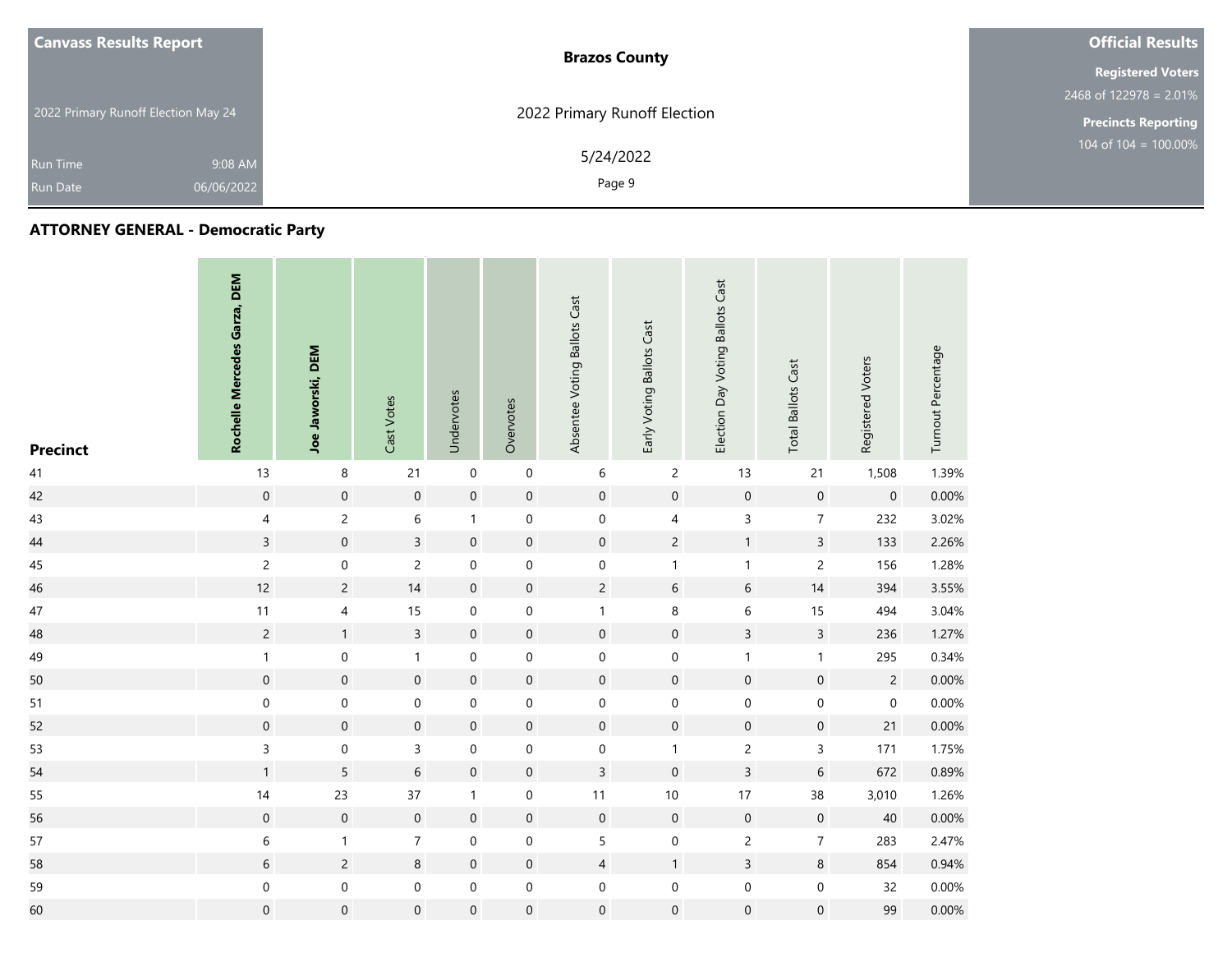Canvass Results Report

2022 Primary Runoff Election May 24

Run Time 9:08 AM
Run Date 06/06/2022

**Brazos County**

2022 Primary Runoff Election

5/24/2022

**Official Results**

**Registered Voters**
2468 of 122978 = 2.01%

**Precincts Reporting**
104 of 104 = 100.00%

## ATTORNEY GENERAL - Democratic Party

| Precinct | Rochelle Mercedes Garza, DEM | Joe Jaworski, DEM | Cast Votes | Undervotes | Overvotes | Absentee Voting Ballots Cast | Early Voting Ballots Cast | Election Day Voting Ballots Cast | Total Ballots Cast | Registered Voters | Turnout Percentage |
|---|---|---|---|---|---|---|---|---|---|---|---|
| 41 | 13 | 8 | 21 | 0 | 0 | 6 | 2 | 13 | 21 | 1,508 | 1.39% |
| 42 | 0 | 0 | 0 | 0 | 0 | 0 | 0 | 0 | 0 | 0 | 0.00% |
| 43 | 4 | 2 | 6 | 1 | 0 | 0 | 4 | 3 | 7 | 232 | 3.02% |
| 44 | 3 | 0 | 3 | 0 | 0 | 0 | 2 | 1 | 3 | 133 | 2.26% |
| 45 | 2 | 0 | 2 | 0 | 0 | 0 | 1 | 1 | 2 | 156 | 1.28% |
| 46 | 12 | 2 | 14 | 0 | 0 | 2 | 6 | 6 | 14 | 394 | 3.55% |
| 47 | 11 | 4 | 15 | 0 | 0 | 1 | 8 | 6 | 15 | 494 | 3.04% |
| 48 | 2 | 1 | 3 | 0 | 0 | 0 | 0 | 3 | 3 | 236 | 1.27% |
| 49 | 1 | 0 | 1 | 0 | 0 | 0 | 0 | 1 | 1 | 295 | 0.34% |
| 50 | 0 | 0 | 0 | 0 | 0 | 0 | 0 | 0 | 0 | 2 | 0.00% |
| 51 | 0 | 0 | 0 | 0 | 0 | 0 | 0 | 0 | 0 | 0 | 0.00% |
| 52 | 0 | 0 | 0 | 0 | 0 | 0 | 0 | 0 | 0 | 21 | 0.00% |
| 53 | 3 | 0 | 3 | 0 | 0 | 0 | 1 | 2 | 3 | 171 | 1.75% |
| 54 | 1 | 5 | 6 | 0 | 0 | 3 | 0 | 3 | 6 | 672 | 0.89% |
| 55 | 14 | 23 | 37 | 1 | 0 | 11 | 10 | 17 | 38 | 3,010 | 1.26% |
| 56 | 0 | 0 | 0 | 0 | 0 | 0 | 0 | 0 | 0 | 40 | 0.00% |
| 57 | 6 | 1 | 7 | 0 | 0 | 5 | 0 | 2 | 7 | 283 | 2.47% |
| 58 | 6 | 2 | 8 | 0 | 0 | 4 | 1 | 3 | 8 | 854 | 0.94% |
| 59 | 0 | 0 | 0 | 0 | 0 | 0 | 0 | 0 | 0 | 32 | 0.00% |
| 60 | 0 | 0 | 0 | 0 | 0 | 0 | 0 | 0 | 0 | 99 | 0.00% |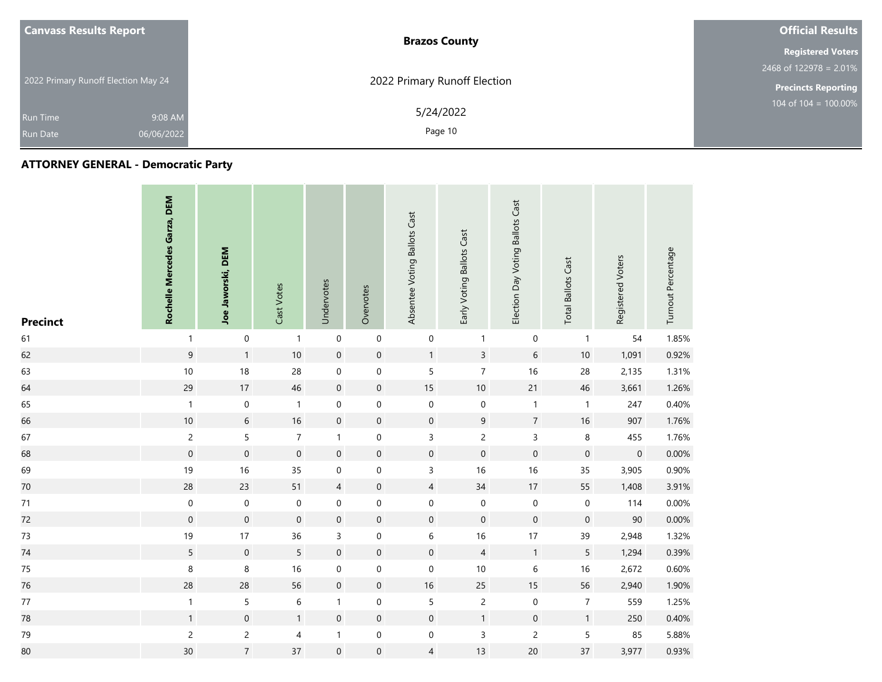**Canvass Results Report**

2022 Primary Runoff Election May 24

Run Time 9:08 AM
Run Date 06/06/2022

**Brazos County**

2022 Primary Runoff Election

5/24/2022

**Official Results**

**Registered Voters**
2468 of 122978 = 2.01%

**Precincts Reporting**
104 of 104 = 100.00%

## ATTORNEY GENERAL - Democratic Party

| Precinct | Rochelle Mercedes Garza, DEM | Joe Jaworski, DEM | Cast Votes | Undervotes | Overvotes | Absentee Voting Ballots Cast | Early Voting Ballots Cast | Election Day Voting Ballots Cast | Total Ballots Cast | Registered Voters | Turnout Percentage |
|---|---|---|---|---|---|---|---|---|---|---|---|
| 61 | 1 | 0 | 1 | 0 | 0 | 0 | 1 | 0 | 1 | 54 | 1.85% |
| 62 | 9 | 1 | 10 | 0 | 0 | 1 | 3 | 6 | 10 | 1,091 | 0.92% |
| 63 | 10 | 18 | 28 | 0 | 0 | 5 | 7 | 16 | 28 | 2,135 | 1.31% |
| 64 | 29 | 17 | 46 | 0 | 0 | 15 | 10 | 21 | 46 | 3,661 | 1.26% |
| 65 | 1 | 0 | 1 | 0 | 0 | 0 | 0 | 1 | 1 | 247 | 0.40% |
| 66 | 10 | 6 | 16 | 0 | 0 | 0 | 9 | 7 | 16 | 907 | 1.76% |
| 67 | 2 | 5 | 7 | 1 | 0 | 3 | 2 | 3 | 8 | 455 | 1.76% |
| 68 | 0 | 0 | 0 | 0 | 0 | 0 | 0 | 0 | 0 | 0 | 0.00% |
| 69 | 19 | 16 | 35 | 0 | 0 | 3 | 16 | 16 | 35 | 3,905 | 0.90% |
| 70 | 28 | 23 | 51 | 4 | 0 | 4 | 34 | 17 | 55 | 1,408 | 3.91% |
| 71 | 0 | 0 | 0 | 0 | 0 | 0 | 0 | 0 | 0 | 114 | 0.00% |
| 72 | 0 | 0 | 0 | 0 | 0 | 0 | 0 | 0 | 0 | 90 | 0.00% |
| 73 | 19 | 17 | 36 | 3 | 0 | 6 | 16 | 17 | 39 | 2,948 | 1.32% |
| 74 | 5 | 0 | 5 | 0 | 0 | 0 | 4 | 1 | 5 | 1,294 | 0.39% |
| 75 | 8 | 8 | 16 | 0 | 0 | 0 | 10 | 6 | 16 | 2,672 | 0.60% |
| 76 | 28 | 28 | 56 | 0 | 0 | 16 | 25 | 15 | 56 | 2,940 | 1.90% |
| 77 | 1 | 5 | 6 | 1 | 0 | 5 | 2 | 0 | 7 | 559 | 1.25% |
| 78 | 1 | 0 | 1 | 0 | 0 | 0 | 1 | 0 | 1 | 250 | 0.40% |
| 79 | 2 | 2 | 4 | 1 | 0 | 0 | 3 | 2 | 5 | 85 | 5.88% |
| 80 | 30 | 7 | 37 | 0 | 0 | 4 | 13 | 20 | 37 | 3,977 | 0.93% |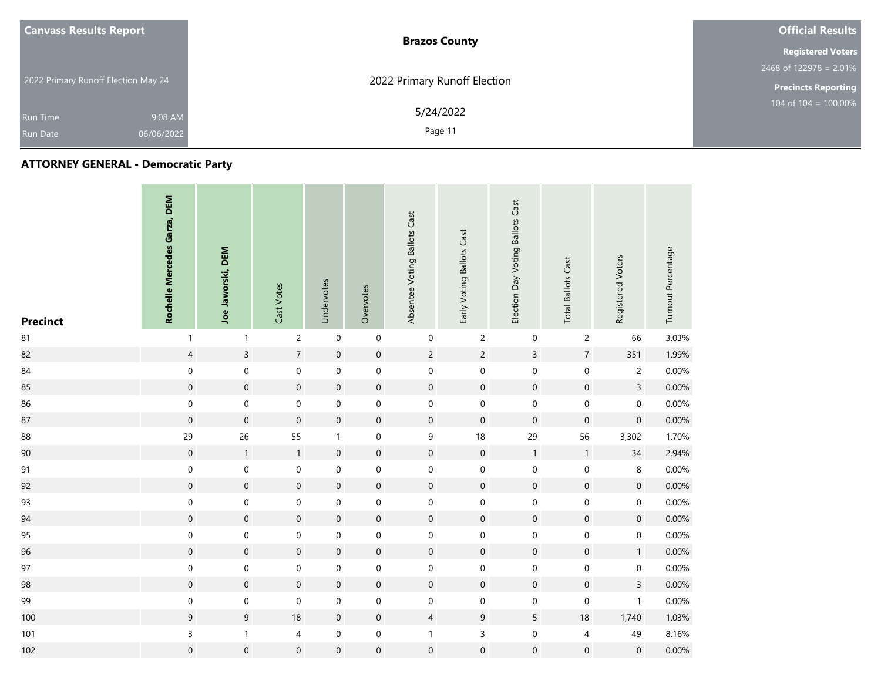## ATTORNEY GENERAL - Democratic Party

| Precinct | Rochelle Mercedes Garza, DEM | Joe Jaworski, DEM | Cast Votes | Undervotes | Overvotes | Absentee Voting Ballots Cast | Early Voting Ballots Cast | Election Day Voting Ballots Cast | Total Ballots Cast | Registered Voters | Turnout Percentage |
|---|---|---|---|---|---|---|---|---|---|---|---|
| 81 | 1 | 1 | 2 | 0 | 0 | 0 | 2 | 0 | 2 | 66 | 3.03% |
| 82 | 4 | 3 | 7 | 0 | 0 | 2 | 2 | 3 | 7 | 351 | 1.99% |
| 84 | 0 | 0 | 0 | 0 | 0 | 0 | 0 | 0 | 0 | 2 | 0.00% |
| 85 | 0 | 0 | 0 | 0 | 0 | 0 | 0 | 0 | 0 | 3 | 0.00% |
| 86 | 0 | 0 | 0 | 0 | 0 | 0 | 0 | 0 | 0 | 0 | 0.00% |
| 87 | 0 | 0 | 0 | 0 | 0 | 0 | 0 | 0 | 0 | 0 | 0.00% |
| 88 | 29 | 26 | 55 | 1 | 0 | 9 | 18 | 29 | 56 | 3,302 | 1.70% |
| 90 | 0 | 1 | 1 | 0 | 0 | 0 | 0 | 1 | 1 | 34 | 2.94% |
| 91 | 0 | 0 | 0 | 0 | 0 | 0 | 0 | 0 | 0 | 8 | 0.00% |
| 92 | 0 | 0 | 0 | 0 | 0 | 0 | 0 | 0 | 0 | 0 | 0.00% |
| 93 | 0 | 0 | 0 | 0 | 0 | 0 | 0 | 0 | 0 | 0 | 0.00% |
| 94 | 0 | 0 | 0 | 0 | 0 | 0 | 0 | 0 | 0 | 0 | 0.00% |
| 95 | 0 | 0 | 0 | 0 | 0 | 0 | 0 | 0 | 0 | 0 | 0.00% |
| 96 | 0 | 0 | 0 | 0 | 0 | 0 | 0 | 0 | 0 | 1 | 0.00% |
| 97 | 0 | 0 | 0 | 0 | 0 | 0 | 0 | 0 | 0 | 0 | 0.00% |
| 98 | 0 | 0 | 0 | 0 | 0 | 0 | 0 | 0 | 0 | 3 | 0.00% |
| 99 | 0 | 0 | 0 | 0 | 0 | 0 | 0 | 0 | 0 | 1 | 0.00% |
| 100 | 9 | 9 | 18 | 0 | 0 | 4 | 9 | 5 | 18 | 1,740 | 1.03% |
| 101 | 3 | 1 | 4 | 0 | 0 | 1 | 3 | 0 | 4 | 49 | 8.16% |
| 102 | 0 | 0 | 0 | 0 | 0 | 0 | 0 | 0 | 0 | 0 | 0.00% |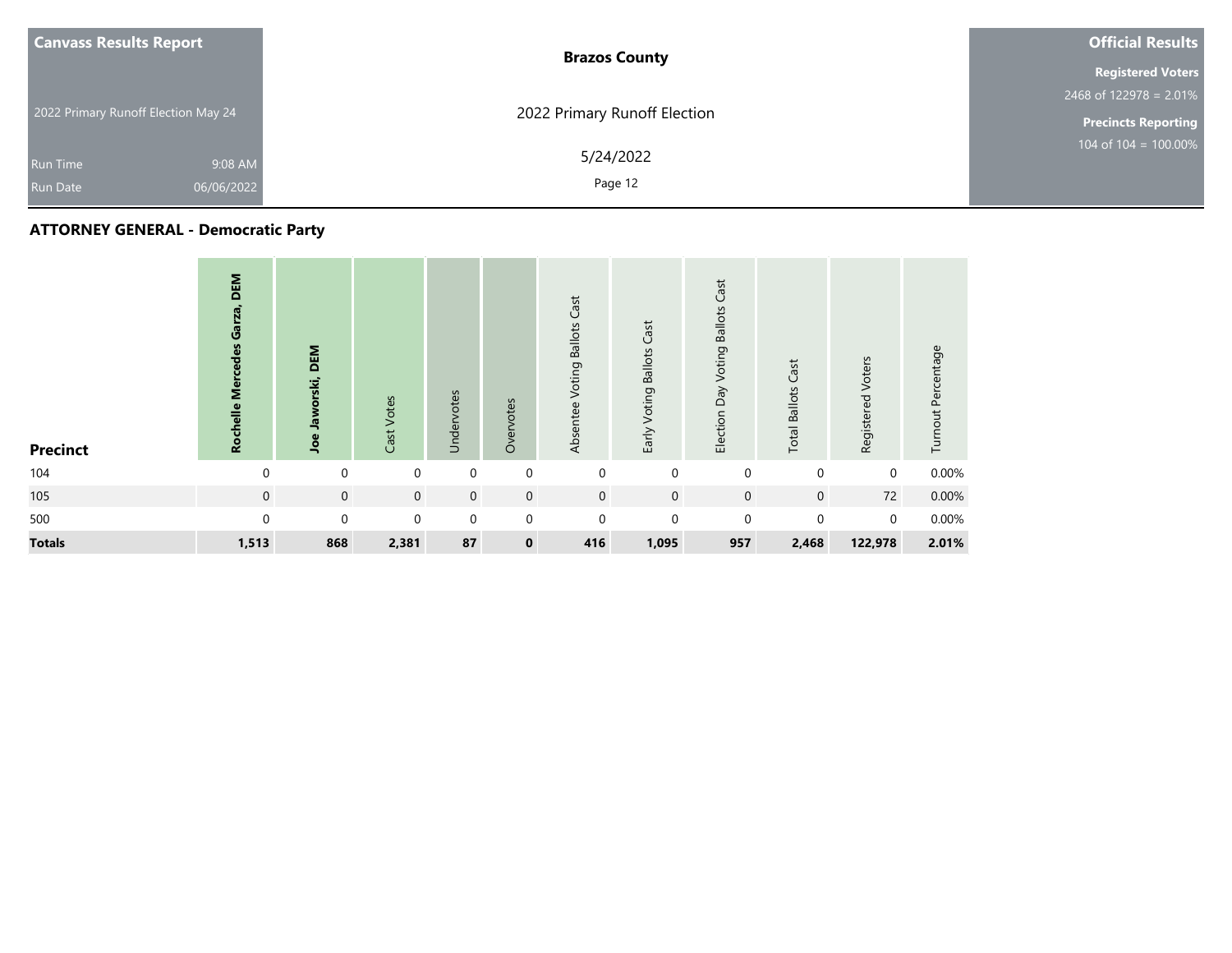| Canvass Results Report | Brazos County | Official Results |
|---|---|---|
| 2022 Primary Runoff Election May 24 | 2022 Primary Runoff Election | Registered Voters 2468 of 122978 = 2.01% |
| Run Time 9:08 AM | 5/24/2022 | Precincts Reporting 104 of 104 = 100.00% |
| Run Date 06/06/2022 | | |

## ATTORNEY GENERAL - Democratic Party

| Precinct | **Rochelle Mercedes Garza, DEM** | **Joe Jaworski, DEM** | Cast Votes | Undervotes | Overvotes | Absentee Voting Ballots Cast | Early Voting Ballots Cast | Election Day Voting Ballots Cast | Total Ballots Cast | Registered Voters | Turnout Percentage |
|---|---|---|---|---|---|---|---|---|---|---|---|
| 104 | 0 | 0 | 0 | 0 | 0 | 0 | 0 | 0 | 0 | 0 | 0.00% |
| 105 | 0 | 0 | 0 | 0 | 0 | 0 | 0 | 0 | 0 | 72 | 0.00% |
| 500 | 0 | 0 | 0 | 0 | 0 | 0 | 0 | 0 | 0 | 0 | 0.00% |
| **Totals** | **1,513** | **868** | **2,381** | **87** | **0** | **416** | **1,095** | **957** | **2,468** | **122,978** | **2.01%** |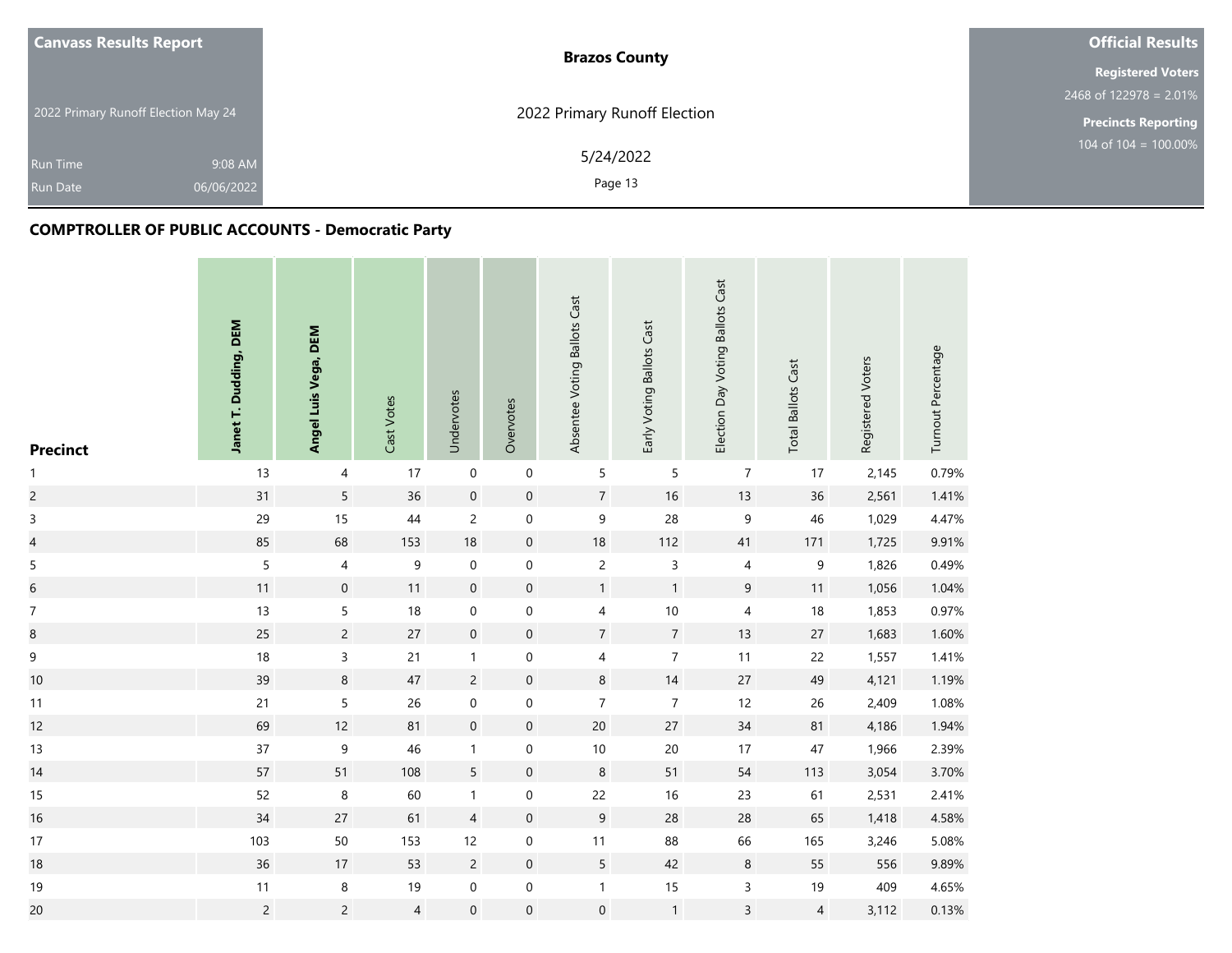**Canvass Results Report**

2022 Primary Runoff Election May 24

Run Time 9:08 AM
Run Date 06/06/2022

**Brazos County**

2022 Primary Runoff Election

5/24/2022

**Official Results**

**Registered Voters**
2468 of 122978 = 2.01%

**Precincts Reporting**
104 of 104 = 100.00%

## COMPTROLLER OF PUBLIC ACCOUNTS - Democratic Party

| Precinct | Janet T. Dudding, DEM | Angel Luis Vega, DEM | Cast Votes | Undervotes | Overvotes | Absentee Voting Ballots Cast | Early Voting Ballots Cast | Election Day Voting Ballots Cast | Total Ballots Cast | Registered Voters | Turnout Percentage |
|---|---|---|---|---|---|---|---|---|---|---|---|
| 1 | 13 | 4 | 17 | 0 | 0 | 5 | 5 | 7 | 17 | 2,145 | 0.79% |
| 2 | 31 | 5 | 36 | 0 | 0 | 7 | 16 | 13 | 36 | 2,561 | 1.41% |
| 3 | 29 | 15 | 44 | 2 | 0 | 9 | 28 | 9 | 46 | 1,029 | 4.47% |
| 4 | 85 | 68 | 153 | 18 | 0 | 18 | 112 | 41 | 171 | 1,725 | 9.91% |
| 5 | 5 | 4 | 9 | 0 | 0 | 2 | 3 | 4 | 9 | 1,826 | 0.49% |
| 6 | 11 | 0 | 11 | 0 | 0 | 1 | 1 | 9 | 11 | 1,056 | 1.04% |
| 7 | 13 | 5 | 18 | 0 | 0 | 4 | 10 | 4 | 18 | 1,853 | 0.97% |
| 8 | 25 | 2 | 27 | 0 | 0 | 7 | 7 | 13 | 27 | 1,683 | 1.60% |
| 9 | 18 | 3 | 21 | 1 | 0 | 4 | 7 | 11 | 22 | 1,557 | 1.41% |
| 10 | 39 | 8 | 47 | 2 | 0 | 8 | 14 | 27 | 49 | 4,121 | 1.19% |
| 11 | 21 | 5 | 26 | 0 | 0 | 7 | 7 | 12 | 26 | 2,409 | 1.08% |
| 12 | 69 | 12 | 81 | 0 | 0 | 20 | 27 | 34 | 81 | 4,186 | 1.94% |
| 13 | 37 | 9 | 46 | 1 | 0 | 10 | 20 | 17 | 47 | 1,966 | 2.39% |
| 14 | 57 | 51 | 108 | 5 | 0 | 8 | 51 | 54 | 113 | 3,054 | 3.70% |
| 15 | 52 | 8 | 60 | 1 | 0 | 22 | 16 | 23 | 61 | 2,531 | 2.41% |
| 16 | 34 | 27 | 61 | 4 | 0 | 9 | 28 | 28 | 65 | 1,418 | 4.58% |
| 17 | 103 | 50 | 153 | 12 | 0 | 11 | 88 | 66 | 165 | 3,246 | 5.08% |
| 18 | 36 | 17 | 53 | 2 | 0 | 5 | 42 | 8 | 55 | 556 | 9.89% |
| 19 | 11 | 8 | 19 | 0 | 0 | 1 | 15 | 3 | 19 | 409 | 4.65% |
| 20 | 2 | 2 | 4 | 0 | 0 | 0 | 1 | 3 | 4 | 3,112 | 0.13% |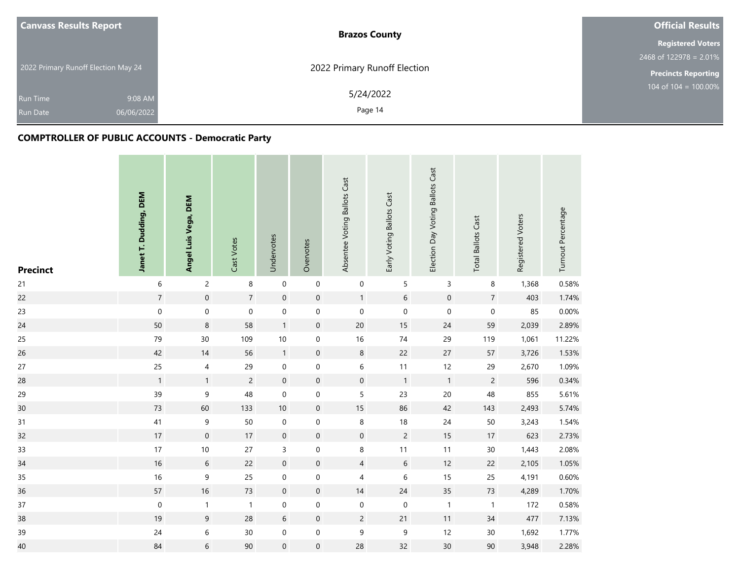**Canvass Results Report**

2022 Primary Runoff Election May 24

Run Time 9:08 AM
Run Date 06/06/2022

**Brazos County**

2022 Primary Runoff Election

5/24/2022

**Official Results**

**Registered Voters**
2468 of 122978 = 2.01%

**Precincts Reporting**
104 of 104 = 100.00%

## COMPTROLLER OF PUBLIC ACCOUNTS - Democratic Party

| Precinct | Janet T. Dudding, DEM | Angel Luis Vega, DEM | Cast Votes | Undervotes | Overvotes | Absentee Voting Ballots Cast | Early Voting Ballots Cast | Election Day Voting Ballots Cast | Total Ballots Cast | Registered Voters | Turnout Percentage |
|---|---|---|---|---|---|---|---|---|---|---|---|
| 21 | 6 | 2 | 8 | 0 | 0 | 0 | 5 | 3 | 8 | 1,368 | 0.58% |
| 22 | 7 | 0 | 7 | 0 | 0 | 1 | 6 | 0 | 7 | 403 | 1.74% |
| 23 | 0 | 0 | 0 | 0 | 0 | 0 | 0 | 0 | 0 | 85 | 0.00% |
| 24 | 50 | 8 | 58 | 1 | 0 | 20 | 15 | 24 | 59 | 2,039 | 2.89% |
| 25 | 79 | 30 | 109 | 10 | 0 | 16 | 74 | 29 | 119 | 1,061 | 11.22% |
| 26 | 42 | 14 | 56 | 1 | 0 | 8 | 22 | 27 | 57 | 3,726 | 1.53% |
| 27 | 25 | 4 | 29 | 0 | 0 | 6 | 11 | 12 | 29 | 2,670 | 1.09% |
| 28 | 1 | 1 | 2 | 0 | 0 | 0 | 1 | 1 | 2 | 596 | 0.34% |
| 29 | 39 | 9 | 48 | 0 | 0 | 5 | 23 | 20 | 48 | 855 | 5.61% |
| 30 | 73 | 60 | 133 | 10 | 0 | 15 | 86 | 42 | 143 | 2,493 | 5.74% |
| 31 | 41 | 9 | 50 | 0 | 0 | 8 | 18 | 24 | 50 | 3,243 | 1.54% |
| 32 | 17 | 0 | 17 | 0 | 0 | 0 | 2 | 15 | 17 | 623 | 2.73% |
| 33 | 17 | 10 | 27 | 3 | 0 | 8 | 11 | 11 | 30 | 1,443 | 2.08% |
| 34 | 16 | 6 | 22 | 0 | 0 | 4 | 6 | 12 | 22 | 2,105 | 1.05% |
| 35 | 16 | 9 | 25 | 0 | 0 | 4 | 6 | 15 | 25 | 4,191 | 0.60% |
| 36 | 57 | 16 | 73 | 0 | 0 | 14 | 24 | 35 | 73 | 4,289 | 1.70% |
| 37 | 0 | 1 | 1 | 0 | 0 | 0 | 0 | 1 | 1 | 172 | 0.58% |
| 38 | 19 | 9 | 28 | 6 | 0 | 2 | 21 | 11 | 34 | 477 | 7.13% |
| 39 | 24 | 6 | 30 | 0 | 0 | 9 | 9 | 12 | 30 | 1,692 | 1.77% |
| 40 | 84 | 6 | 90 | 0 | 0 | 28 | 32 | 30 | 90 | 3,948 | 2.28% |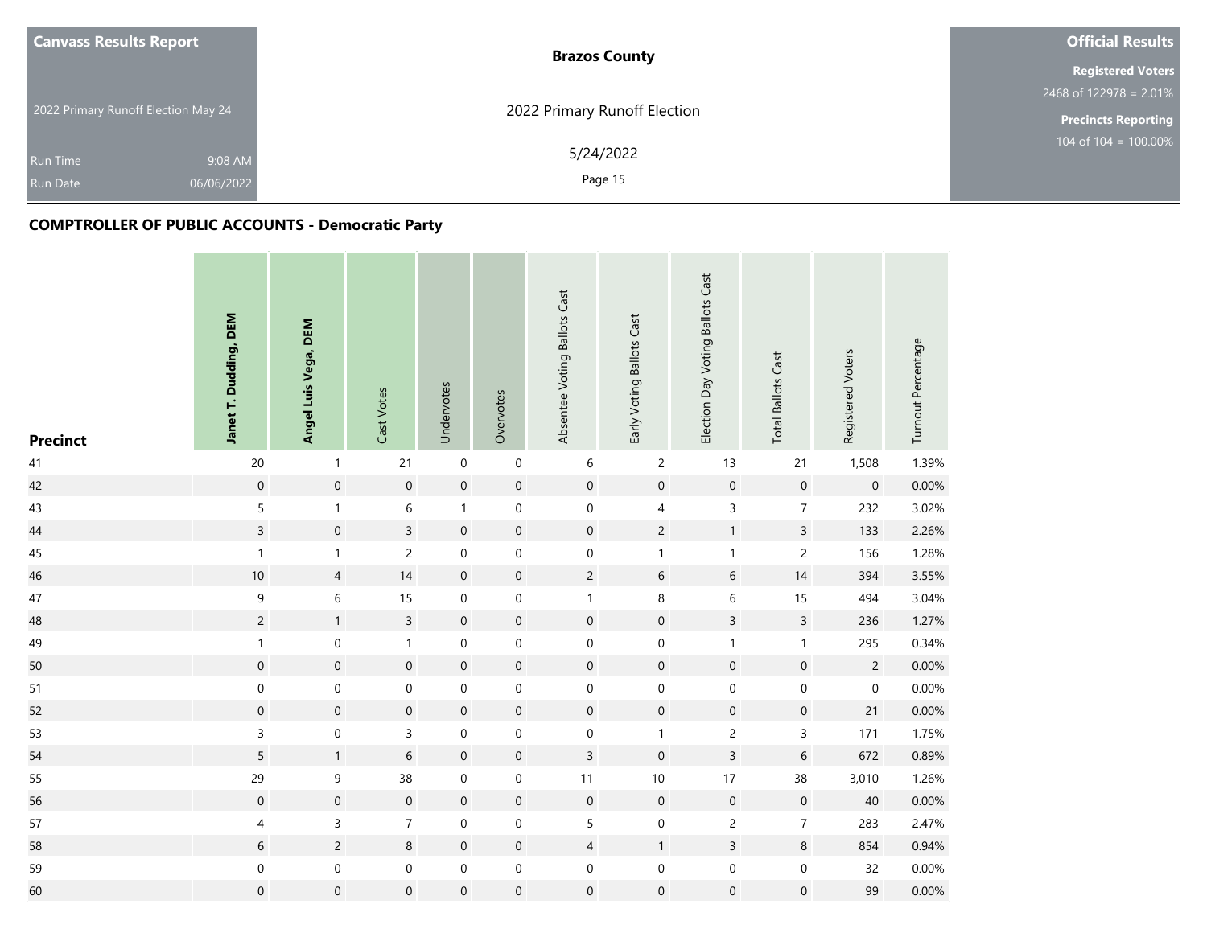**Canvass Results Report**

2022 Primary Runoff Election May 24

Run Time 9:08 AM
Run Date 06/06/2022

**Brazos County**

2022 Primary Runoff Election

5/24/2022

**Official Results**

**Registered Voters**
2468 of 122978 = 2.01%

**Precincts Reporting**
104 of 104 = 100.00%

## COMPTROLLER OF PUBLIC ACCOUNTS - Democratic Party

| Precinct | Janet T. Dudding, DEM | Angel Luis Vega, DEM | Cast Votes | Undervotes | Overvotes | Absentee Voting Ballots Cast | Early Voting Ballots Cast | Election Day Voting Ballots Cast | Total Ballots Cast | Registered Voters | Turnout Percentage |
|---|---|---|---|---|---|---|---|---|---|---|---|
| 41 | 20 | 1 | 21 | 0 | 0 | 6 | 2 | 13 | 21 | 1,508 | 1.39% |
| 42 | 0 | 0 | 0 | 0 | 0 | 0 | 0 | 0 | 0 | 0 | 0.00% |
| 43 | 5 | 1 | 6 | 1 | 0 | 0 | 4 | 3 | 7 | 232 | 3.02% |
| 44 | 3 | 0 | 3 | 0 | 0 | 0 | 2 | 1 | 3 | 133 | 2.26% |
| 45 | 1 | 1 | 2 | 0 | 0 | 0 | 1 | 1 | 2 | 156 | 1.28% |
| 46 | 10 | 4 | 14 | 0 | 0 | 2 | 6 | 6 | 14 | 394 | 3.55% |
| 47 | 9 | 6 | 15 | 0 | 0 | 1 | 8 | 6 | 15 | 494 | 3.04% |
| 48 | 2 | 1 | 3 | 0 | 0 | 0 | 0 | 3 | 3 | 236 | 1.27% |
| 49 | 1 | 0 | 1 | 0 | 0 | 0 | 0 | 1 | 1 | 295 | 0.34% |
| 50 | 0 | 0 | 0 | 0 | 0 | 0 | 0 | 0 | 0 | 2 | 0.00% |
| 51 | 0 | 0 | 0 | 0 | 0 | 0 | 0 | 0 | 0 | 0 | 0.00% |
| 52 | 0 | 0 | 0 | 0 | 0 | 0 | 0 | 0 | 0 | 21 | 0.00% |
| 53 | 3 | 0 | 3 | 0 | 0 | 0 | 1 | 2 | 3 | 171 | 1.75% |
| 54 | 5 | 1 | 6 | 0 | 0 | 3 | 0 | 3 | 6 | 672 | 0.89% |
| 55 | 29 | 9 | 38 | 0 | 0 | 11 | 10 | 17 | 38 | 3,010 | 1.26% |
| 56 | 0 | 0 | 0 | 0 | 0 | 0 | 0 | 0 | 0 | 40 | 0.00% |
| 57 | 4 | 3 | 7 | 0 | 0 | 5 | 0 | 2 | 7 | 283 | 2.47% |
| 58 | 6 | 2 | 8 | 0 | 0 | 4 | 1 | 3 | 8 | 854 | 0.94% |
| 59 | 0 | 0 | 0 | 0 | 0 | 0 | 0 | 0 | 0 | 32 | 0.00% |
| 60 | 0 | 0 | 0 | 0 | 0 | 0 | 0 | 0 | 0 | 99 | 0.00% |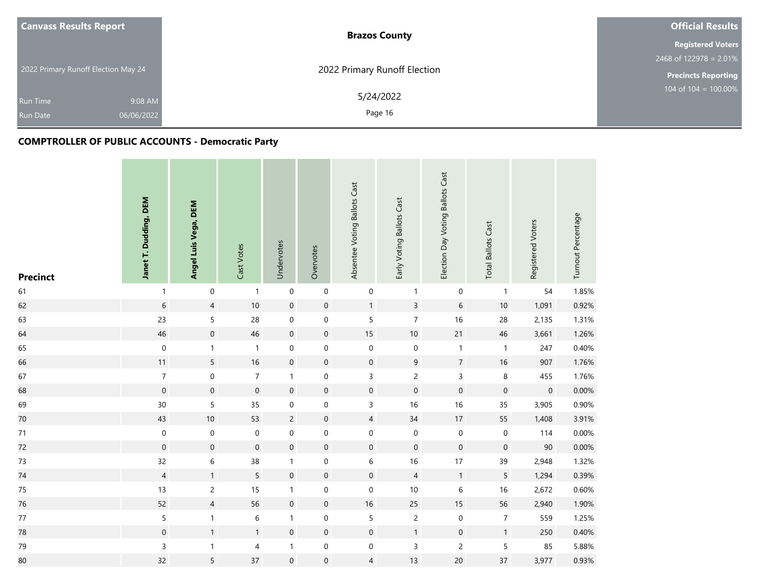| Canvass Results Report | Brazos County | Official Results |
|---|---|---|
| 2022 Primary Runoff Election May 24 | 2022 Primary Runoff Election | Registered Voters 2468 of 122978 = 2.01% |
| Run Time 9:08 AM | 5/24/2022 | Precincts Reporting 104 of 104 = 100.00% |
| Run Date 06/06/2022 | | |

## COMPTROLLER OF PUBLIC ACCOUNTS - Democratic Party

| Precinct | Janet T. Dudding, DEM | Angel Luis Vega, DEM | Cast Votes | Undervotes | Overvotes | Absentee Voting Ballots Cast | Early Voting Ballots Cast | Election Day Voting Ballots Cast | Total Ballots Cast | Registered Voters | Turnout Percentage |
|---|---|---|---|---|---|---|---|---|---|---|---|
| 61 | 1 | 0 | 1 | 0 | 0 | 0 | 1 | 0 | 1 | 54 | 1.85% |
| 62 | 6 | 4 | 10 | 0 | 0 | 1 | 3 | 6 | 10 | 1,091 | 0.92% |
| 63 | 23 | 5 | 28 | 0 | 0 | 5 | 7 | 16 | 28 | 2,135 | 1.31% |
| 64 | 46 | 0 | 46 | 0 | 0 | 15 | 10 | 21 | 46 | 3,661 | 1.26% |
| 65 | 0 | 1 | 1 | 0 | 0 | 0 | 0 | 1 | 1 | 247 | 0.40% |
| 66 | 11 | 5 | 16 | 0 | 0 | 0 | 9 | 7 | 16 | 907 | 1.76% |
| 67 | 7 | 0 | 7 | 1 | 0 | 3 | 2 | 3 | 8 | 455 | 1.76% |
| 68 | 0 | 0 | 0 | 0 | 0 | 0 | 0 | 0 | 0 | 0 | 0.00% |
| 69 | 30 | 5 | 35 | 0 | 0 | 3 | 16 | 16 | 35 | 3,905 | 0.90% |
| 70 | 43 | 10 | 53 | 2 | 0 | 4 | 34 | 17 | 55 | 1,408 | 3.91% |
| 71 | 0 | 0 | 0 | 0 | 0 | 0 | 0 | 0 | 0 | 114 | 0.00% |
| 72 | 0 | 0 | 0 | 0 | 0 | 0 | 0 | 0 | 0 | 90 | 0.00% |
| 73 | 32 | 6 | 38 | 1 | 0 | 6 | 16 | 17 | 39 | 2,948 | 1.32% |
| 74 | 4 | 1 | 5 | 0 | 0 | 0 | 4 | 1 | 5 | 1,294 | 0.39% |
| 75 | 13 | 2 | 15 | 1 | 0 | 0 | 10 | 6 | 16 | 2,672 | 0.60% |
| 76 | 52 | 4 | 56 | 0 | 0 | 16 | 25 | 15 | 56 | 2,940 | 1.90% |
| 77 | 5 | 1 | 6 | 1 | 0 | 5 | 2 | 0 | 7 | 559 | 1.25% |
| 78 | 0 | 1 | 1 | 0 | 0 | 0 | 1 | 0 | 1 | 250 | 0.40% |
| 79 | 3 | 1 | 4 | 1 | 0 | 0 | 3 | 2 | 5 | 85 | 5.88% |
| 80 | 32 | 5 | 37 | 0 | 0 | 4 | 13 | 20 | 37 | 3,977 | 0.93% |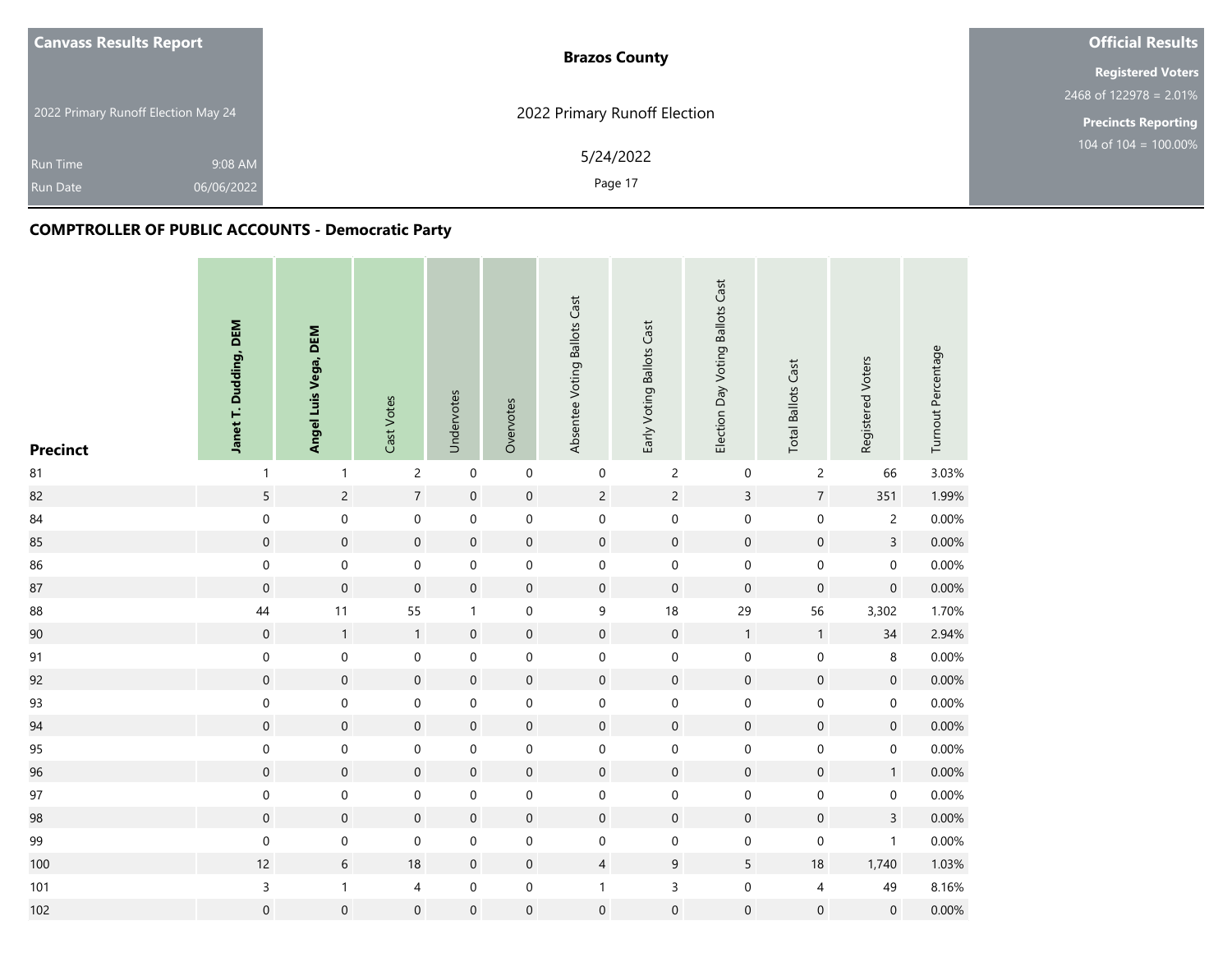**Canvass Results Report**

2022 Primary Runoff Election May 24

Run Time 9:08 AM
Run Date 06/06/2022

**Brazos County**

2022 Primary Runoff Election

5/24/2022

**Official Results**

**Registered Voters**
2468 of 122978 = 2.01%

**Precincts Reporting**
104 of 104 = 100.00%

## COMPTROLLER OF PUBLIC ACCOUNTS - Democratic Party

| Precinct | Janet T. Dudding, DEM | Angel Luis Vega, DEM | Cast Votes | Undervotes | Overvotes | Absentee Voting Ballots Cast | Early Voting Ballots Cast | Election Day Voting Ballots Cast | Total Ballots Cast | Registered Voters | Turnout Percentage |
|---|---|---|---|---|---|---|---|---|---|---|---|
| 81 | 1 | 1 | 2 | 0 | 0 | 0 | 2 | 0 | 2 | 66 | 3.03% |
| 82 | 5 | 2 | 7 | 0 | 0 | 2 | 2 | 3 | 7 | 351 | 1.99% |
| 84 | 0 | 0 | 0 | 0 | 0 | 0 | 0 | 0 | 0 | 2 | 0.00% |
| 85 | 0 | 0 | 0 | 0 | 0 | 0 | 0 | 0 | 0 | 3 | 0.00% |
| 86 | 0 | 0 | 0 | 0 | 0 | 0 | 0 | 0 | 0 | 0 | 0.00% |
| 87 | 0 | 0 | 0 | 0 | 0 | 0 | 0 | 0 | 0 | 0 | 0.00% |
| 88 | 44 | 11 | 55 | 1 | 0 | 9 | 18 | 29 | 56 | 3,302 | 1.70% |
| 90 | 0 | 1 | 1 | 0 | 0 | 0 | 0 | 1 | 1 | 34 | 2.94% |
| 91 | 0 | 0 | 0 | 0 | 0 | 0 | 0 | 0 | 0 | 8 | 0.00% |
| 92 | 0 | 0 | 0 | 0 | 0 | 0 | 0 | 0 | 0 | 0 | 0.00% |
| 93 | 0 | 0 | 0 | 0 | 0 | 0 | 0 | 0 | 0 | 0 | 0.00% |
| 94 | 0 | 0 | 0 | 0 | 0 | 0 | 0 | 0 | 0 | 0 | 0.00% |
| 95 | 0 | 0 | 0 | 0 | 0 | 0 | 0 | 0 | 0 | 0 | 0.00% |
| 96 | 0 | 0 | 0 | 0 | 0 | 0 | 0 | 0 | 0 | 1 | 0.00% |
| 97 | 0 | 0 | 0 | 0 | 0 | 0 | 0 | 0 | 0 | 0 | 0.00% |
| 98 | 0 | 0 | 0 | 0 | 0 | 0 | 0 | 0 | 0 | 3 | 0.00% |
| 99 | 0 | 0 | 0 | 0 | 0 | 0 | 0 | 0 | 0 | 1 | 0.00% |
| 100 | 12 | 6 | 18 | 0 | 0 | 4 | 9 | 5 | 18 | 1,740 | 1.03% |
| 101 | 3 | 1 | 4 | 0 | 0 | 1 | 3 | 0 | 4 | 49 | 8.16% |
| 102 | 0 | 0 | 0 | 0 | 0 | 0 | 0 | 0 | 0 | 0 | 0.00% |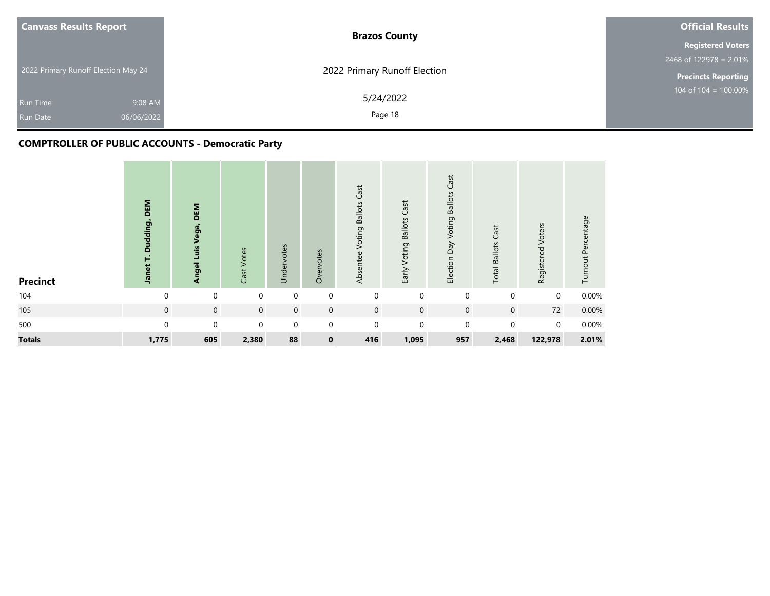| Canvass Results Report | Brazos County | Official Results |
|---|---|---|
| 2022 Primary Runoff Election May 24 | 2022 Primary Runoff Election | Registered Voters 2468 of 122978 = 2.01% |
| Run Time 9:08 AM | 5/24/2022 | Precincts Reporting 104 of 104 = 100.00% |
| Run Date 06/06/2022 | | |

## COMPTROLLER OF PUBLIC ACCOUNTS - Democratic Party

| Precinct | **Janet T. Dudding, DEM** | **Angel Luis Vega, DEM** | Cast Votes | Undervotes | Overvotes | Absentee Voting Ballots Cast | Early Voting Ballots Cast | Election Day Voting Ballots Cast | Total Ballots Cast | Registered Voters | Turnout Percentage |
|---|---|---|---|---|---|---|---|---|---|---|---|
| 104 | 0 | 0 | 0 | 0 | 0 | 0 | 0 | 0 | 0 | 0 | 0.00% |
| 105 | 0 | 0 | 0 | 0 | 0 | 0 | 0 | 0 | 0 | 72 | 0.00% |
| 500 | 0 | 0 | 0 | 0 | 0 | 0 | 0 | 0 | 0 | 0 | 0.00% |
| **Totals** | **1,775** | **605** | **2,380** | **88** | **0** | **416** | **1,095** | **957** | **2,468** | **122,978** | **2.01%** |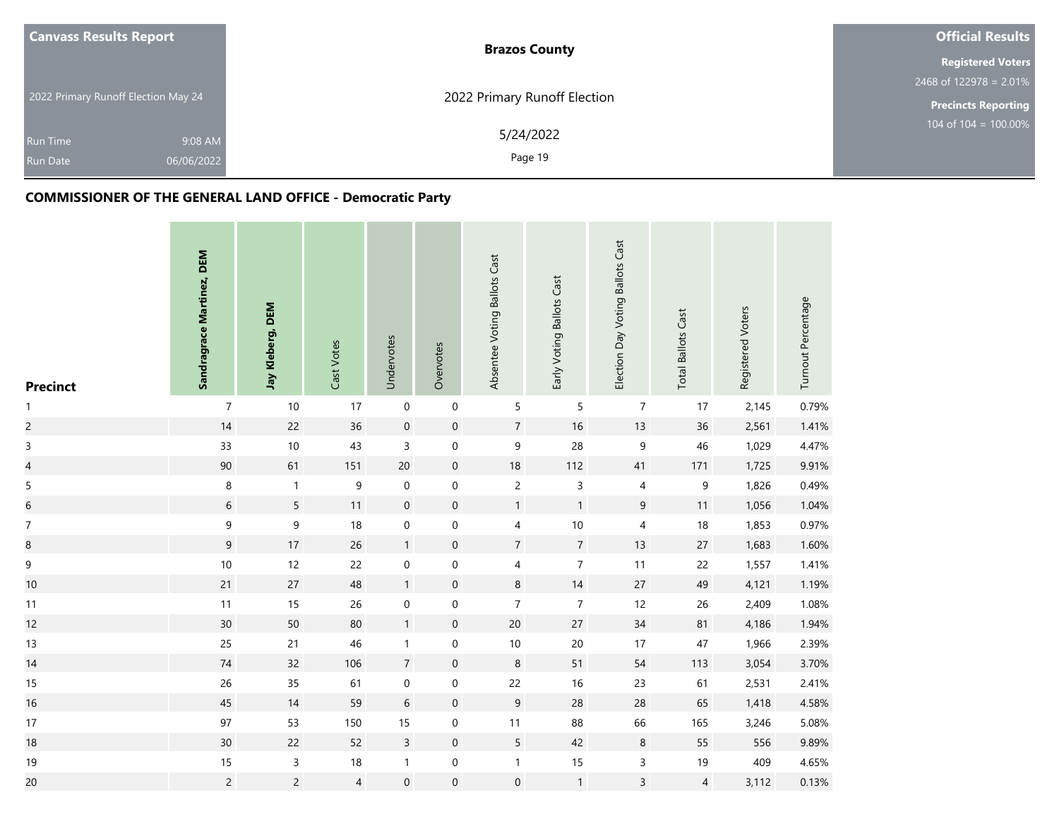**Canvass Results Report**

2022 Primary Runoff Election May 24

Run Time 9:08 AM

Run Date 06/06/2022

**Brazos County**

2022 Primary Runoff Election

5/24/2022

**Official Results**

**Registered Voters**

2468 of 122978 = 2.01%

**Precincts Reporting**

104 of 104 = 100.00%

## COMMISSIONER OF THE GENERAL LAND OFFICE - Democratic Party

| Precinct | Sandragrace Martinez, DEM | Jay Kleberg, DEM | Cast Votes | Undervotes | Overvotes | Absentee Voting Ballots Cast | Early Voting Ballots Cast | Election Day Voting Ballots Cast | Total Ballots Cast | Registered Voters | Turnout Percentage |
|---|---|---|---|---|---|---|---|---|---|---|---|
| 1 | 7 | 10 | 17 | 0 | 0 | 5 | 5 | 7 | 17 | 2,145 | 0.79% |
| 2 | 14 | 22 | 36 | 0 | 0 | 7 | 16 | 13 | 36 | 2,561 | 1.41% |
| 3 | 33 | 10 | 43 | 3 | 0 | 9 | 28 | 9 | 46 | 1,029 | 4.47% |
| 4 | 90 | 61 | 151 | 20 | 0 | 18 | 112 | 41 | 171 | 1,725 | 9.91% |
| 5 | 8 | 1 | 9 | 0 | 0 | 2 | 3 | 4 | 9 | 1,826 | 0.49% |
| 6 | 6 | 5 | 11 | 0 | 0 | 1 | 1 | 9 | 11 | 1,056 | 1.04% |
| 7 | 9 | 9 | 18 | 0 | 0 | 4 | 10 | 4 | 18 | 1,853 | 0.97% |
| 8 | 9 | 17 | 26 | 1 | 0 | 7 | 7 | 13 | 27 | 1,683 | 1.60% |
| 9 | 10 | 12 | 22 | 0 | 0 | 4 | 7 | 11 | 22 | 1,557 | 1.41% |
| 10 | 21 | 27 | 48 | 1 | 0 | 8 | 14 | 27 | 49 | 4,121 | 1.19% |
| 11 | 11 | 15 | 26 | 0 | 0 | 7 | 7 | 12 | 26 | 2,409 | 1.08% |
| 12 | 30 | 50 | 80 | 1 | 0 | 20 | 27 | 34 | 81 | 4,186 | 1.94% |
| 13 | 25 | 21 | 46 | 1 | 0 | 10 | 20 | 17 | 47 | 1,966 | 2.39% |
| 14 | 74 | 32 | 106 | 7 | 0 | 8 | 51 | 54 | 113 | 3,054 | 3.70% |
| 15 | 26 | 35 | 61 | 0 | 0 | 22 | 16 | 23 | 61 | 2,531 | 2.41% |
| 16 | 45 | 14 | 59 | 6 | 0 | 9 | 28 | 28 | 65 | 1,418 | 4.58% |
| 17 | 97 | 53 | 150 | 15 | 0 | 11 | 88 | 66 | 165 | 3,246 | 5.08% |
| 18 | 30 | 22 | 52 | 3 | 0 | 5 | 42 | 8 | 55 | 556 | 9.89% |
| 19 | 15 | 3 | 18 | 1 | 0 | 1 | 15 | 3 | 19 | 409 | 4.65% |
| 20 | 2 | 2 | 4 | 0 | 0 | 0 | 1 | 3 | 4 | 3,112 | 0.13% |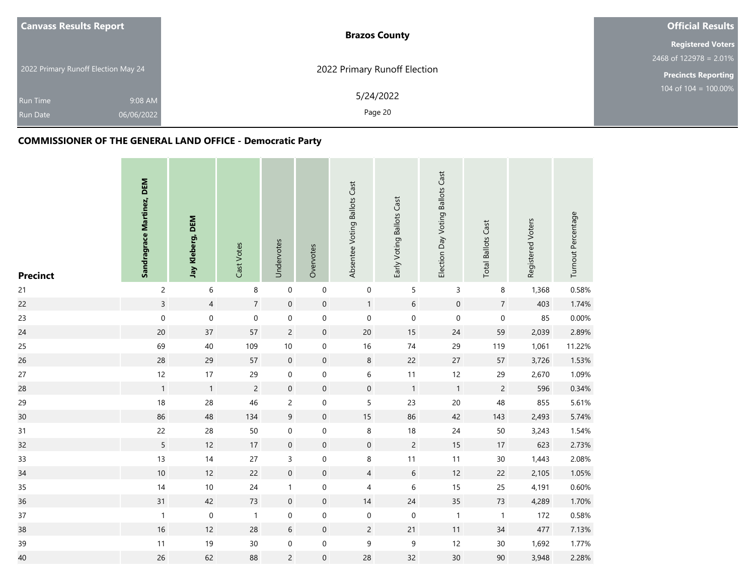| Canvass Results Report | Brazos County | Official Results |
|---|---|---|
| 2022 Primary Runoff Election May 24 | 2022 Primary Runoff Election | Registered Voters 2468 of 122978 = 2.01% |
| Run Time 9:08 AM | 5/24/2022 | Precincts Reporting 104 of 104 = 100.00% |
| Run Date 06/06/2022 | | |

## COMMISSIONER OF THE GENERAL LAND OFFICE - Democratic Party

| Precinct | Sandragrace Martinez, DEM | Jay Kleberg, DEM | Cast Votes | Undervotes | Overvotes | Absentee Voting Ballots Cast | Early Voting Ballots Cast | Election Day Voting Ballots Cast | Total Ballots Cast | Registered Voters | Turnout Percentage |
|---|---|---|---|---|---|---|---|---|---|---|---|
| 21 | 2 | 6 | 8 | 0 | 0 | 0 | 5 | 3 | 8 | 1,368 | 0.58% |
| 22 | 3 | 4 | 7 | 0 | 0 | 1 | 6 | 0 | 7 | 403 | 1.74% |
| 23 | 0 | 0 | 0 | 0 | 0 | 0 | 0 | 0 | 0 | 85 | 0.00% |
| 24 | 20 | 37 | 57 | 2 | 0 | 20 | 15 | 24 | 59 | 2,039 | 2.89% |
| 25 | 69 | 40 | 109 | 10 | 0 | 16 | 74 | 29 | 119 | 1,061 | 11.22% |
| 26 | 28 | 29 | 57 | 0 | 0 | 8 | 22 | 27 | 57 | 3,726 | 1.53% |
| 27 | 12 | 17 | 29 | 0 | 0 | 6 | 11 | 12 | 29 | 2,670 | 1.09% |
| 28 | 1 | 1 | 2 | 0 | 0 | 0 | 1 | 1 | 2 | 596 | 0.34% |
| 29 | 18 | 28 | 46 | 2 | 0 | 5 | 23 | 20 | 48 | 855 | 5.61% |
| 30 | 86 | 48 | 134 | 9 | 0 | 15 | 86 | 42 | 143 | 2,493 | 5.74% |
| 31 | 22 | 28 | 50 | 0 | 0 | 8 | 18 | 24 | 50 | 3,243 | 1.54% |
| 32 | 5 | 12 | 17 | 0 | 0 | 0 | 2 | 15 | 17 | 623 | 2.73% |
| 33 | 13 | 14 | 27 | 3 | 0 | 8 | 11 | 11 | 30 | 1,443 | 2.08% |
| 34 | 10 | 12 | 22 | 0 | 0 | 4 | 6 | 12 | 22 | 2,105 | 1.05% |
| 35 | 14 | 10 | 24 | 1 | 0 | 4 | 6 | 15 | 25 | 4,191 | 0.60% |
| 36 | 31 | 42 | 73 | 0 | 0 | 14 | 24 | 35 | 73 | 4,289 | 1.70% |
| 37 | 1 | 0 | 1 | 0 | 0 | 0 | 0 | 1 | 1 | 172 | 0.58% |
| 38 | 16 | 12 | 28 | 6 | 0 | 2 | 21 | 11 | 34 | 477 | 7.13% |
| 39 | 11 | 19 | 30 | 0 | 0 | 9 | 9 | 12 | 30 | 1,692 | 1.77% |
| 40 | 26 | 62 | 88 | 2 | 0 | 28 | 32 | 30 | 90 | 3,948 | 2.28% |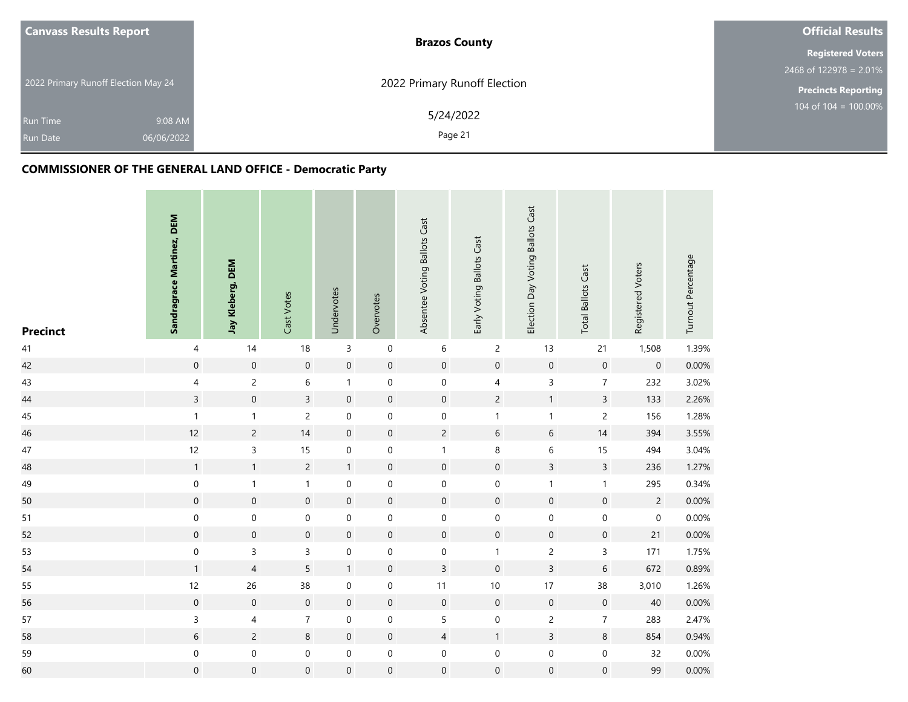**Canvass Results Report**

2022 Primary Runoff Election May 24

Run Time 9:08 AM

Run Date 06/06/2022

**Brazos County**

2022 Primary Runoff Election

5/24/2022

**Official Results**

**Registered Voters**

2468 of 122978 = 2.01%

**Precincts Reporting**

104 of 104 = 100.00%

## COMMISSIONER OF THE GENERAL LAND OFFICE - Democratic Party

| Precinct | Sandragrace Martinez, DEM | Jay Kleberg, DEM | Cast Votes | Undervotes | Overvotes | Absentee Voting Ballots Cast | Early Voting Ballots Cast | Election Day Voting Ballots Cast | Total Ballots Cast | Registered Voters | Turnout Percentage |
|---|---|---|---|---|---|---|---|---|---|---|---|
| 41 | 4 | 14 | 18 | 3 | 0 | 6 | 2 | 13 | 21 | 1,508 | 1.39% |
| 42 | 0 | 0 | 0 | 0 | 0 | 0 | 0 | 0 | 0 | 0 | 0.00% |
| 43 | 4 | 2 | 6 | 1 | 0 | 0 | 4 | 3 | 7 | 232 | 3.02% |
| 44 | 3 | 0 | 3 | 0 | 0 | 0 | 2 | 1 | 3 | 133 | 2.26% |
| 45 | 1 | 1 | 2 | 0 | 0 | 0 | 1 | 1 | 2 | 156 | 1.28% |
| 46 | 12 | 2 | 14 | 0 | 0 | 2 | 6 | 6 | 14 | 394 | 3.55% |
| 47 | 12 | 3 | 15 | 0 | 0 | 1 | 8 | 6 | 15 | 494 | 3.04% |
| 48 | 1 | 1 | 2 | 1 | 0 | 0 | 0 | 3 | 3 | 236 | 1.27% |
| 49 | 0 | 1 | 1 | 0 | 0 | 0 | 0 | 1 | 1 | 295 | 0.34% |
| 50 | 0 | 0 | 0 | 0 | 0 | 0 | 0 | 0 | 0 | 2 | 0.00% |
| 51 | 0 | 0 | 0 | 0 | 0 | 0 | 0 | 0 | 0 | 0 | 0.00% |
| 52 | 0 | 0 | 0 | 0 | 0 | 0 | 0 | 0 | 0 | 21 | 0.00% |
| 53 | 0 | 3 | 3 | 0 | 0 | 0 | 1 | 2 | 3 | 171 | 1.75% |
| 54 | 1 | 4 | 5 | 1 | 0 | 3 | 0 | 3 | 6 | 672 | 0.89% |
| 55 | 12 | 26 | 38 | 0 | 0 | 11 | 10 | 17 | 38 | 3,010 | 1.26% |
| 56 | 0 | 0 | 0 | 0 | 0 | 0 | 0 | 0 | 0 | 40 | 0.00% |
| 57 | 3 | 4 | 7 | 0 | 0 | 5 | 0 | 2 | 7 | 283 | 2.47% |
| 58 | 6 | 2 | 8 | 0 | 0 | 4 | 1 | 3 | 8 | 854 | 0.94% |
| 59 | 0 | 0 | 0 | 0 | 0 | 0 | 0 | 0 | 0 | 32 | 0.00% |
| 60 | 0 | 0 | 0 | 0 | 0 | 0 | 0 | 0 | 0 | 99 | 0.00% |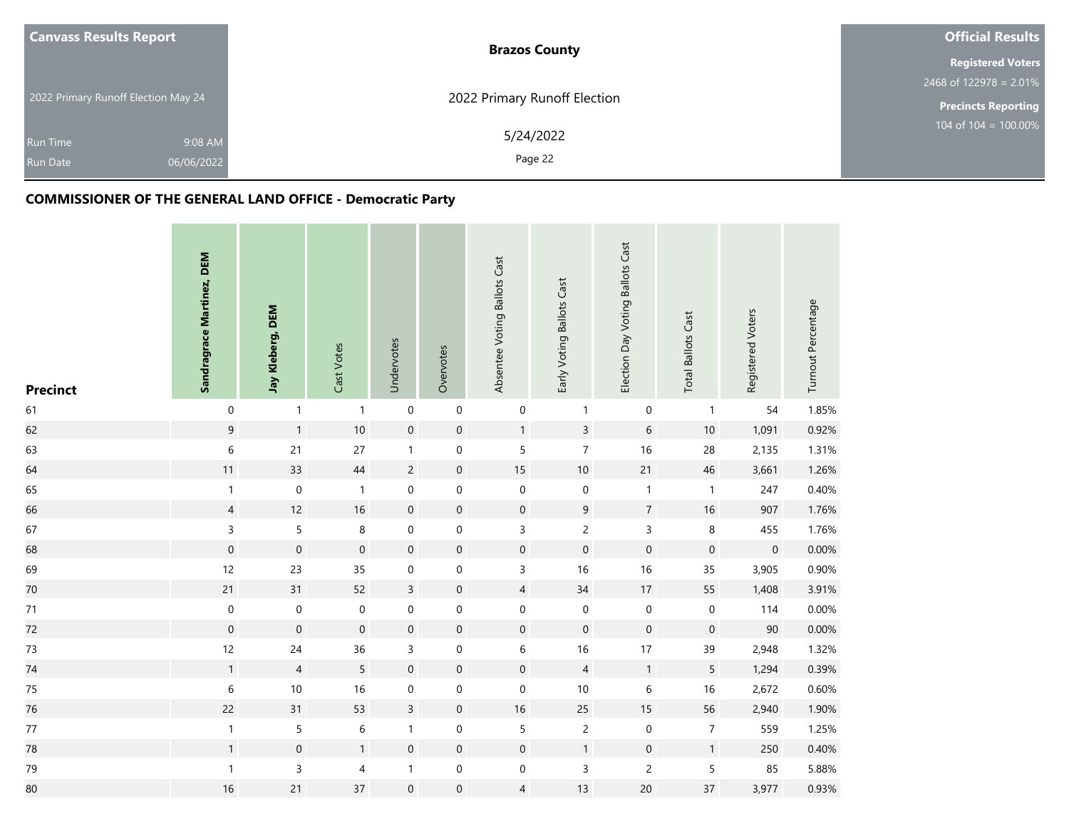**Canvass Results Report**

2022 Primary Runoff Election May 24

Run Time 9:08 AM
Run Date 06/06/2022

**Brazos County**

2022 Primary Runoff Election

5/24/2022

**Official Results**

**Registered Voters**
2468 of 122978 = 2.01%

**Precincts Reporting**
104 of 104 = 100.00%

## COMMISSIONER OF THE GENERAL LAND OFFICE - Democratic Party

| Precinct | Sandragrace Martinez, DEM | Jay Kleberg, DEM | Cast Votes | Undervotes | Overvotes | Absentee Voting Ballots Cast | Early Voting Ballots Cast | Election Day Voting Ballots Cast | Total Ballots Cast | Registered Voters | Turnout Percentage |
|---|---|---|---|---|---|---|---|---|---|---|---|
| 61 | 0 | 1 | 1 | 0 | 0 | 0 | 1 | 0 | 1 | 54 | 1.85% |
| 62 | 9 | 1 | 10 | 0 | 0 | 1 | 3 | 6 | 10 | 1,091 | 0.92% |
| 63 | 6 | 21 | 27 | 1 | 0 | 5 | 7 | 16 | 28 | 2,135 | 1.31% |
| 64 | 11 | 33 | 44 | 2 | 0 | 15 | 10 | 21 | 46 | 3,661 | 1.26% |
| 65 | 1 | 0 | 1 | 0 | 0 | 0 | 0 | 1 | 1 | 247 | 0.40% |
| 66 | 4 | 12 | 16 | 0 | 0 | 0 | 9 | 7 | 16 | 907 | 1.76% |
| 67 | 3 | 5 | 8 | 0 | 0 | 3 | 2 | 3 | 8 | 455 | 1.76% |
| 68 | 0 | 0 | 0 | 0 | 0 | 0 | 0 | 0 | 0 | 0 | 0.00% |
| 69 | 12 | 23 | 35 | 0 | 0 | 3 | 16 | 16 | 35 | 3,905 | 0.90% |
| 70 | 21 | 31 | 52 | 3 | 0 | 4 | 34 | 17 | 55 | 1,408 | 3.91% |
| 71 | 0 | 0 | 0 | 0 | 0 | 0 | 0 | 0 | 0 | 114 | 0.00% |
| 72 | 0 | 0 | 0 | 0 | 0 | 0 | 0 | 0 | 0 | 90 | 0.00% |
| 73 | 12 | 24 | 36 | 3 | 0 | 6 | 16 | 17 | 39 | 2,948 | 1.32% |
| 74 | 1 | 4 | 5 | 0 | 0 | 0 | 4 | 1 | 5 | 1,294 | 0.39% |
| 75 | 6 | 10 | 16 | 0 | 0 | 0 | 10 | 6 | 16 | 2,672 | 0.60% |
| 76 | 22 | 31 | 53 | 3 | 0 | 16 | 25 | 15 | 56 | 2,940 | 1.90% |
| 77 | 1 | 5 | 6 | 1 | 0 | 5 | 2 | 0 | 7 | 559 | 1.25% |
| 78 | 1 | 0 | 1 | 0 | 0 | 0 | 1 | 0 | 1 | 250 | 0.40% |
| 79 | 1 | 3 | 4 | 1 | 0 | 0 | 3 | 2 | 5 | 85 | 5.88% |
| 80 | 16 | 21 | 37 | 0 | 0 | 4 | 13 | 20 | 37 | 3,977 | 0.93% |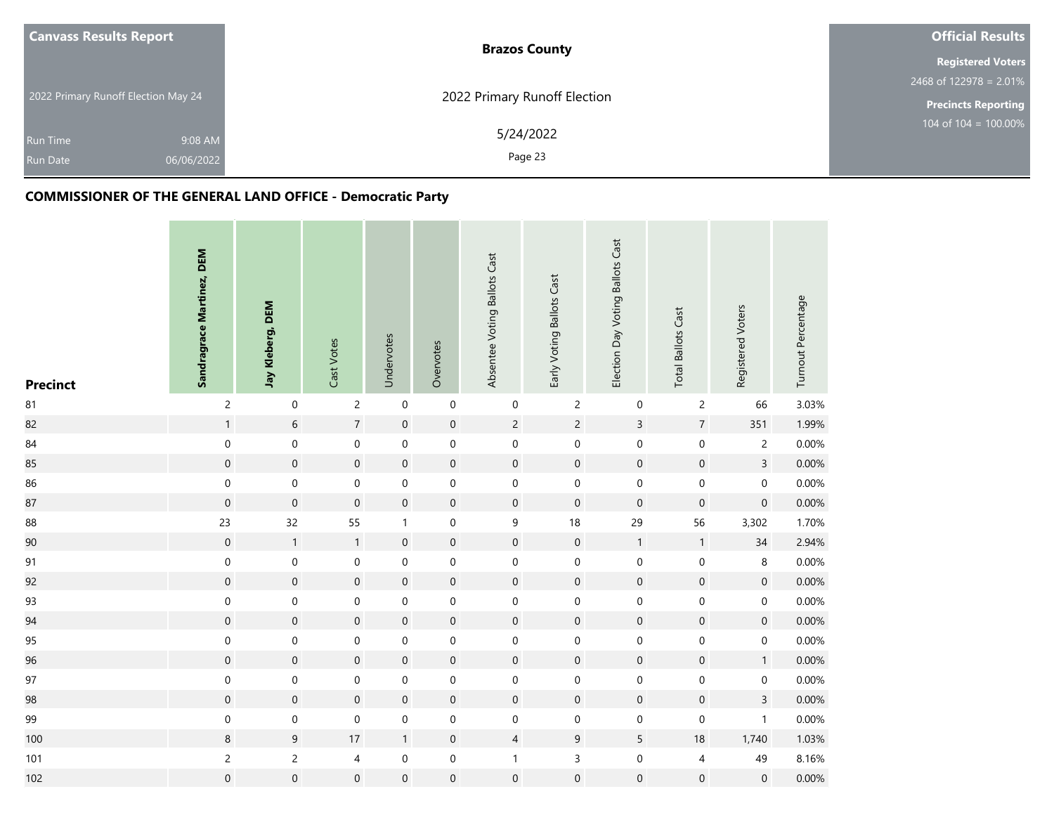| Canvass Results Report | Brazos County | Official Results |
|---|---|---|
| 2022 Primary Runoff Election May 24 | 2022 Primary Runoff Election | Registered Voters 2468 of 122978 = 2.01% |
| Run Time 9:08 AM | 5/24/2022 | Precincts Reporting 104 of 104 = 100.00% |
| Run Date 06/06/2022 | | |

## COMMISSIONER OF THE GENERAL LAND OFFICE - Democratic Party

| Precinct | Sandragrace Martinez, DEM | Jay Kleberg, DEM | Cast Votes | Undervotes | Overvotes | Absentee Voting Ballots Cast | Early Voting Ballots Cast | Election Day Voting Ballots Cast | Total Ballots Cast | Registered Voters | Turnout Percentage |
|---|---|---|---|---|---|---|---|---|---|---|---|
| 81 | 2 | 0 | 2 | 0 | 0 | 0 | 2 | 0 | 2 | 66 | 3.03% |
| 82 | 1 | 6 | 7 | 0 | 0 | 2 | 2 | 3 | 7 | 351 | 1.99% |
| 84 | 0 | 0 | 0 | 0 | 0 | 0 | 0 | 0 | 0 | 2 | 0.00% |
| 85 | 0 | 0 | 0 | 0 | 0 | 0 | 0 | 0 | 0 | 3 | 0.00% |
| 86 | 0 | 0 | 0 | 0 | 0 | 0 | 0 | 0 | 0 | 0 | 0.00% |
| 87 | 0 | 0 | 0 | 0 | 0 | 0 | 0 | 0 | 0 | 0 | 0.00% |
| 88 | 23 | 32 | 55 | 1 | 0 | 9 | 18 | 29 | 56 | 3,302 | 1.70% |
| 90 | 0 | 1 | 1 | 0 | 0 | 0 | 0 | 1 | 1 | 34 | 2.94% |
| 91 | 0 | 0 | 0 | 0 | 0 | 0 | 0 | 0 | 0 | 8 | 0.00% |
| 92 | 0 | 0 | 0 | 0 | 0 | 0 | 0 | 0 | 0 | 0 | 0.00% |
| 93 | 0 | 0 | 0 | 0 | 0 | 0 | 0 | 0 | 0 | 0 | 0.00% |
| 94 | 0 | 0 | 0 | 0 | 0 | 0 | 0 | 0 | 0 | 0 | 0.00% |
| 95 | 0 | 0 | 0 | 0 | 0 | 0 | 0 | 0 | 0 | 0 | 0.00% |
| 96 | 0 | 0 | 0 | 0 | 0 | 0 | 0 | 0 | 0 | 1 | 0.00% |
| 97 | 0 | 0 | 0 | 0 | 0 | 0 | 0 | 0 | 0 | 0 | 0.00% |
| 98 | 0 | 0 | 0 | 0 | 0 | 0 | 0 | 0 | 0 | 3 | 0.00% |
| 99 | 0 | 0 | 0 | 0 | 0 | 0 | 0 | 0 | 0 | 1 | 0.00% |
| 100 | 8 | 9 | 17 | 1 | 0 | 4 | 9 | 5 | 18 | 1,740 | 1.03% |
| 101 | 2 | 2 | 4 | 0 | 0 | 1 | 3 | 0 | 4 | 49 | 8.16% |
| 102 | 0 | 0 | 0 | 0 | 0 | 0 | 0 | 0 | 0 | 0 | 0.00% |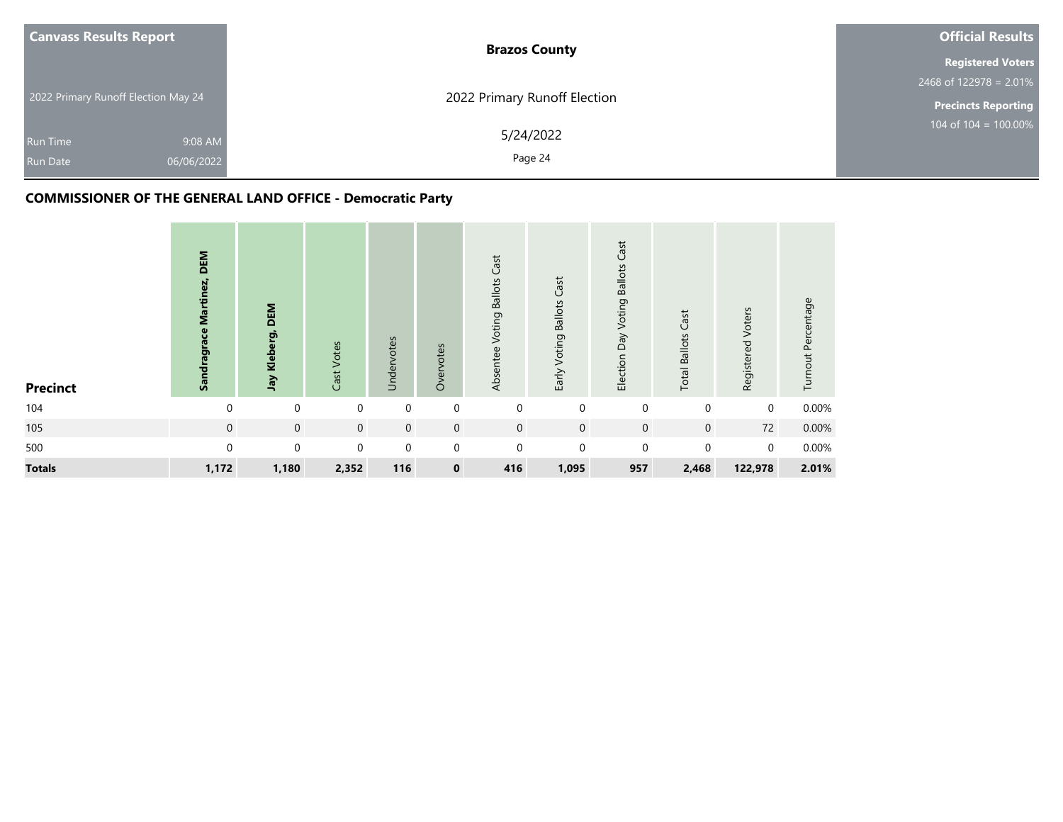| Canvass Results Report | Brazos County | Official Results |
|---|---|---|
| 2022 Primary Runoff Election May 24 | 2022 Primary Runoff Election | Registered Voters 2468 of 122978 = 2.01% |
| Run Time 9:08 AM | 5/24/2022 | Precincts Reporting 104 of 104 = 100.00% |
| Run Date 06/06/2022 | | |

## COMMISSIONER OF THE GENERAL LAND OFFICE - Democratic Party

| Precinct | Sandragrace Martinez, DEM | Jay Kleberg, DEM | Cast Votes | Undervotes | Overvotes | Absentee Voting Ballots Cast | Early Voting Ballots Cast | Election Day Voting Ballots Cast | Total Ballots Cast | Registered Voters | Turnout Percentage |
|---|---|---|---|---|---|---|---|---|---|---|---|
| 104 | 0 | 0 | 0 | 0 | 0 | 0 | 0 | 0 | 0 | 0 | 0.00% |
| 105 | 0 | 0 | 0 | 0 | 0 | 0 | 0 | 0 | 0 | 72 | 0.00% |
| 500 | 0 | 0 | 0 | 0 | 0 | 0 | 0 | 0 | 0 | 0 | 0.00% |
| **Totals** | **1,172** | **1,180** | **2,352** | **116** | **0** | **416** | **1,095** | **957** | **2,468** | **122,978** | **2.01%** |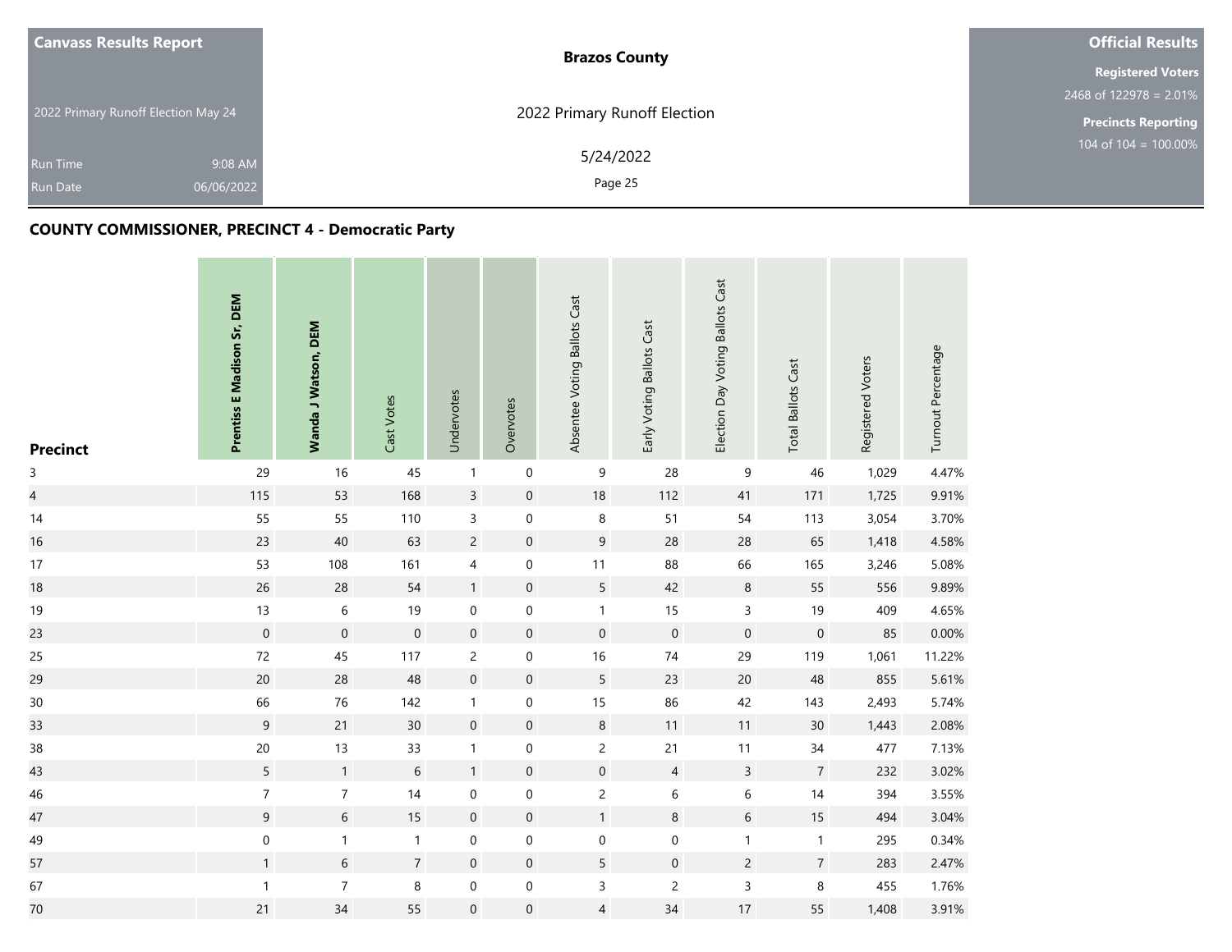## COUNTY COMMISSIONER, PRECINCT 4 - Democratic Party

| Precinct | Prentiss E Madison Sr, DEM | Wanda J Watson, DEM | Cast Votes | Undervotes | Overvotes | Absentee Voting Ballots Cast | Early Voting Ballots Cast | Election Day Voting Ballots Cast | Total Ballots Cast | Registered Voters | Turnout Percentage |
|---|---|---|---|---|---|---|---|---|---|---|---|
| 3 | 29 | 16 | 45 | 1 | 0 | 9 | 28 | 9 | 46 | 1,029 | 4.47% |
| 4 | 115 | 53 | 168 | 3 | 0 | 18 | 112 | 41 | 171 | 1,725 | 9.91% |
| 14 | 55 | 55 | 110 | 3 | 0 | 8 | 51 | 54 | 113 | 3,054 | 3.70% |
| 16 | 23 | 40 | 63 | 2 | 0 | 9 | 28 | 28 | 65 | 1,418 | 4.58% |
| 17 | 53 | 108 | 161 | 4 | 0 | 11 | 88 | 66 | 165 | 3,246 | 5.08% |
| 18 | 26 | 28 | 54 | 1 | 0 | 5 | 42 | 8 | 55 | 556 | 9.89% |
| 19 | 13 | 6 | 19 | 0 | 0 | 1 | 15 | 3 | 19 | 409 | 4.65% |
| 23 | 0 | 0 | 0 | 0 | 0 | 0 | 0 | 0 | 0 | 85 | 0.00% |
| 25 | 72 | 45 | 117 | 2 | 0 | 16 | 74 | 29 | 119 | 1,061 | 11.22% |
| 29 | 20 | 28 | 48 | 0 | 0 | 5 | 23 | 20 | 48 | 855 | 5.61% |
| 30 | 66 | 76 | 142 | 1 | 0 | 15 | 86 | 42 | 143 | 2,493 | 5.74% |
| 33 | 9 | 21 | 30 | 0 | 0 | 8 | 11 | 11 | 30 | 1,443 | 2.08% |
| 38 | 20 | 13 | 33 | 1 | 0 | 2 | 21 | 11 | 34 | 477 | 7.13% |
| 43 | 5 | 1 | 6 | 1 | 0 | 0 | 4 | 3 | 7 | 232 | 3.02% |
| 46 | 7 | 7 | 14 | 0 | 0 | 2 | 6 | 6 | 14 | 394 | 3.55% |
| 47 | 9 | 6 | 15 | 0 | 0 | 1 | 8 | 6 | 15 | 494 | 3.04% |
| 49 | 0 | 1 | 1 | 0 | 0 | 0 | 0 | 1 | 1 | 295 | 0.34% |
| 57 | 1 | 6 | 7 | 0 | 0 | 5 | 0 | 2 | 7 | 283 | 2.47% |
| 67 | 1 | 7 | 8 | 0 | 0 | 3 | 2 | 3 | 8 | 455 | 1.76% |
| 70 | 21 | 34 | 55 | 0 | 0 | 4 | 34 | 17 | 55 | 1,408 | 3.91% |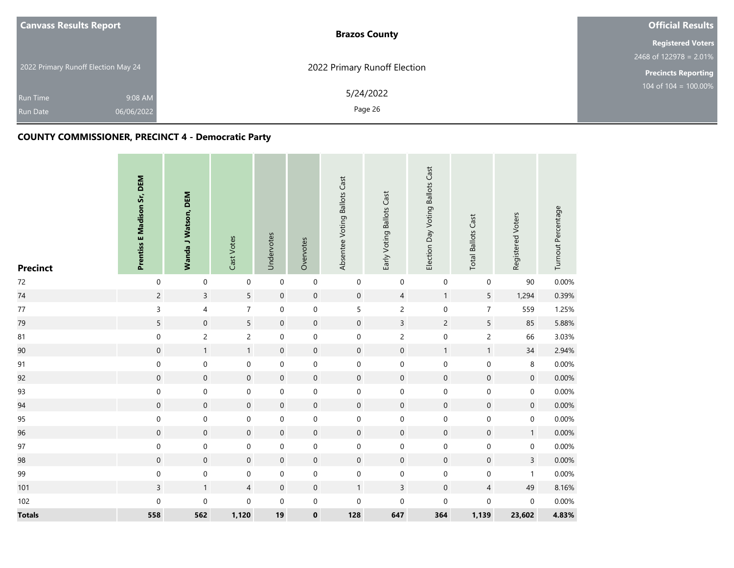## COUNTY COMMISSIONER, PRECINCT 4 - Democratic Party

| Precinct | Prentiss E Madison Sr, DEM | Wanda J Watson, DEM | Cast Votes | Undervotes | Overvotes | Absentee Voting Ballots Cast | Early Voting Ballots Cast | Election Day Voting Ballots Cast | Total Ballots Cast | Registered Voters | Turnout Percentage |
|---|---|---|---|---|---|---|---|---|---|---|---|
| 72 | 0 | 0 | 0 | 0 | 0 | 0 | 0 | 0 | 0 | 90 | 0.00% |
| 74 | 2 | 3 | 5 | 0 | 0 | 0 | 4 | 1 | 5 | 1,294 | 0.39% |
| 77 | 3 | 4 | 7 | 0 | 0 | 5 | 2 | 0 | 7 | 559 | 1.25% |
| 79 | 5 | 0 | 5 | 0 | 0 | 0 | 3 | 2 | 5 | 85 | 5.88% |
| 81 | 0 | 2 | 2 | 0 | 0 | 0 | 2 | 0 | 2 | 66 | 3.03% |
| 90 | 0 | 1 | 1 | 0 | 0 | 0 | 0 | 1 | 1 | 34 | 2.94% |
| 91 | 0 | 0 | 0 | 0 | 0 | 0 | 0 | 0 | 0 | 8 | 0.00% |
| 92 | 0 | 0 | 0 | 0 | 0 | 0 | 0 | 0 | 0 | 0 | 0.00% |
| 93 | 0 | 0 | 0 | 0 | 0 | 0 | 0 | 0 | 0 | 0 | 0.00% |
| 94 | 0 | 0 | 0 | 0 | 0 | 0 | 0 | 0 | 0 | 0 | 0.00% |
| 95 | 0 | 0 | 0 | 0 | 0 | 0 | 0 | 0 | 0 | 0 | 0.00% |
| 96 | 0 | 0 | 0 | 0 | 0 | 0 | 0 | 0 | 0 | 1 | 0.00% |
| 97 | 0 | 0 | 0 | 0 | 0 | 0 | 0 | 0 | 0 | 0 | 0.00% |
| 98 | 0 | 0 | 0 | 0 | 0 | 0 | 0 | 0 | 0 | 3 | 0.00% |
| 99 | 0 | 0 | 0 | 0 | 0 | 0 | 0 | 0 | 0 | 1 | 0.00% |
| 101 | 3 | 1 | 4 | 0 | 0 | 1 | 3 | 0 | 4 | 49 | 8.16% |
| 102 | 0 | 0 | 0 | 0 | 0 | 0 | 0 | 0 | 0 | 0 | 0.00% |
| **Totals** | **558** | **562** | **1,120** | **19** | **0** | **128** | **647** | **364** | **1,139** | **23,602** | **4.83%** |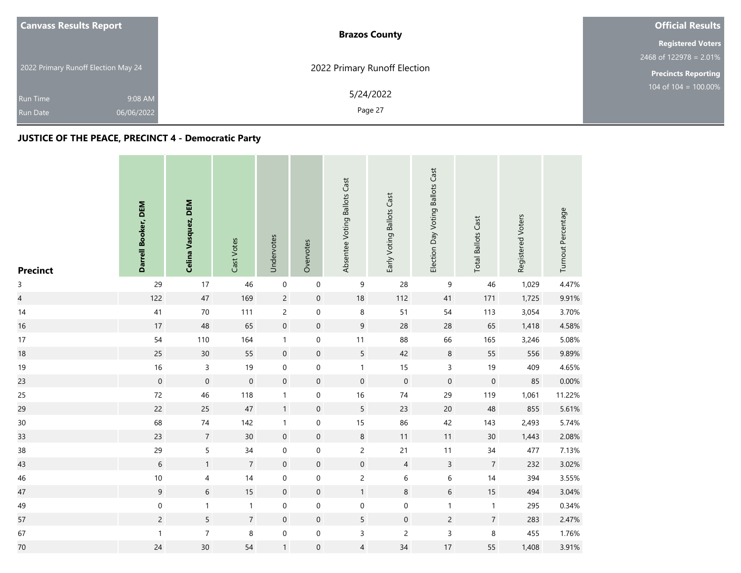| Canvass Results Report | Brazos County | Official Results |
|---|---|---|
| 2022 Primary Runoff Election May 24 | 2022 Primary Runoff Election | Registered Voters 2468 of 122978 = 2.01% |
| Run Time 9:08 AM | 5/24/2022 | Precincts Reporting 104 of 104 = 100.00% |
| Run Date 06/06/2022 | | |

## JUSTICE OF THE PEACE, PRECINCT 4 - Democratic Party

| Precinct | Darrell Booker, DEM | Celina Vasquez, DEM | Cast Votes | Undervotes | Overvotes | Absentee Voting Ballots Cast | Early Voting Ballots Cast | Election Day Voting Ballots Cast | Total Ballots Cast | Registered Voters | Turnout Percentage |
|---|---|---|---|---|---|---|---|---|---|---|---|
| 3 | 29 | 17 | 46 | 0 | 0 | 9 | 28 | 9 | 46 | 1,029 | 4.47% |
| 4 | 122 | 47 | 169 | 2 | 0 | 18 | 112 | 41 | 171 | 1,725 | 9.91% |
| 14 | 41 | 70 | 111 | 2 | 0 | 8 | 51 | 54 | 113 | 3,054 | 3.70% |
| 16 | 17 | 48 | 65 | 0 | 0 | 9 | 28 | 28 | 65 | 1,418 | 4.58% |
| 17 | 54 | 110 | 164 | 1 | 0 | 11 | 88 | 66 | 165 | 3,246 | 5.08% |
| 18 | 25 | 30 | 55 | 0 | 0 | 5 | 42 | 8 | 55 | 556 | 9.89% |
| 19 | 16 | 3 | 19 | 0 | 0 | 1 | 15 | 3 | 19 | 409 | 4.65% |
| 23 | 0 | 0 | 0 | 0 | 0 | 0 | 0 | 0 | 0 | 85 | 0.00% |
| 25 | 72 | 46 | 118 | 1 | 0 | 16 | 74 | 29 | 119 | 1,061 | 11.22% |
| 29 | 22 | 25 | 47 | 1 | 0 | 5 | 23 | 20 | 48 | 855 | 5.61% |
| 30 | 68 | 74 | 142 | 1 | 0 | 15 | 86 | 42 | 143 | 2,493 | 5.74% |
| 33 | 23 | 7 | 30 | 0 | 0 | 8 | 11 | 11 | 30 | 1,443 | 2.08% |
| 38 | 29 | 5 | 34 | 0 | 0 | 2 | 21 | 11 | 34 | 477 | 7.13% |
| 43 | 6 | 1 | 7 | 0 | 0 | 0 | 4 | 3 | 7 | 232 | 3.02% |
| 46 | 10 | 4 | 14 | 0 | 0 | 2 | 6 | 6 | 14 | 394 | 3.55% |
| 47 | 9 | 6 | 15 | 0 | 0 | 1 | 8 | 6 | 15 | 494 | 3.04% |
| 49 | 0 | 1 | 1 | 0 | 0 | 0 | 0 | 1 | 1 | 295 | 0.34% |
| 57 | 2 | 5 | 7 | 0 | 0 | 5 | 0 | 2 | 7 | 283 | 2.47% |
| 67 | 1 | 7 | 8 | 0 | 0 | 3 | 2 | 3 | 8 | 455 | 1.76% |
| 70 | 24 | 30 | 54 | 1 | 0 | 4 | 34 | 17 | 55 | 1,408 | 3.91% |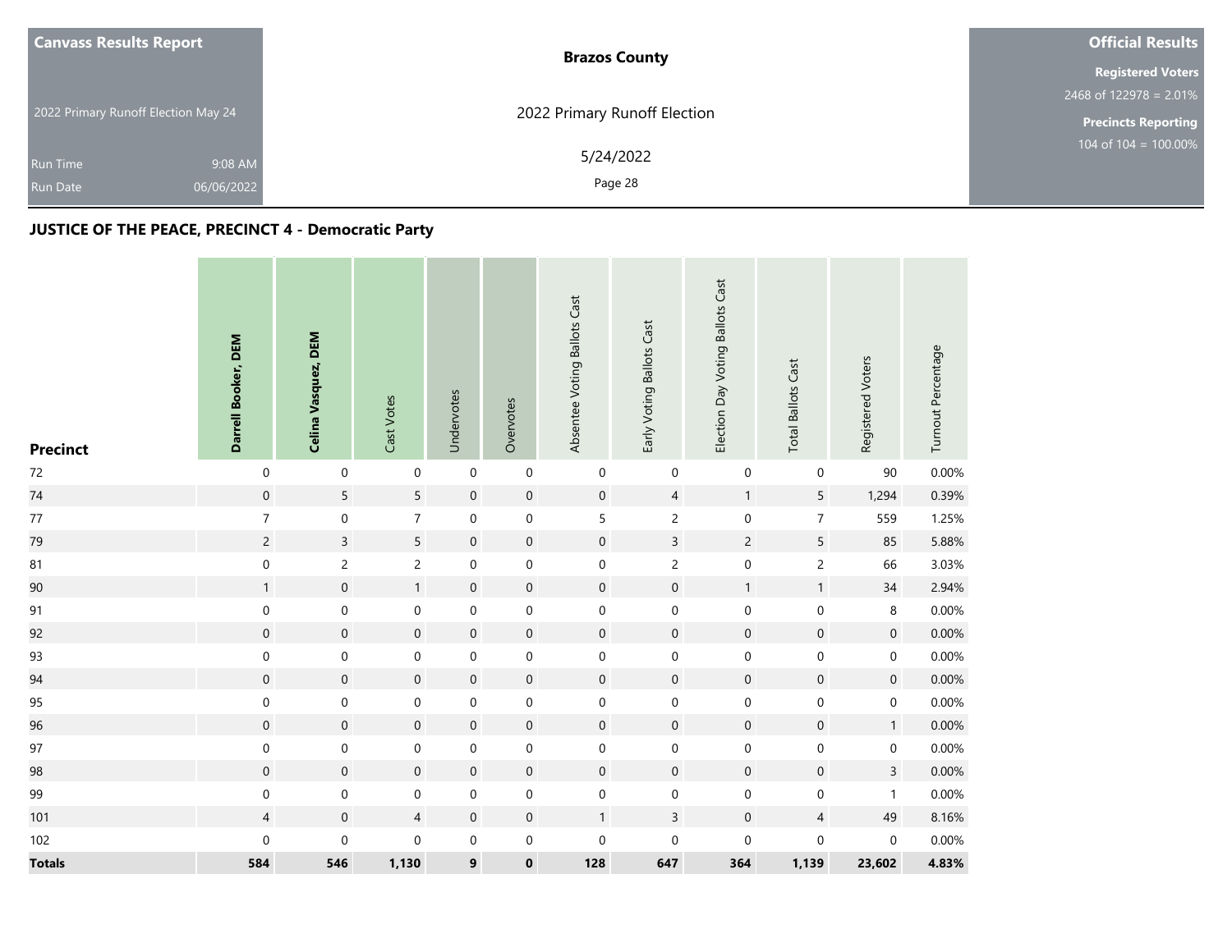Canvass Results Report

2022 Primary Runoff Election May 24

Run Time 9:08 AM

Run Date 06/06/2022

**Brazos County**

2022 Primary Runoff Election

5/24/2022

**Official Results**

**Registered Voters**

2468 of 122978 = 2.01%

**Precincts Reporting**

104 of 104 = 100.00%

## JUSTICE OF THE PEACE, PRECINCT 4 - Democratic Party

| Precinct | Darrell Booker, DEM | Celina Vasquez, DEM | Cast Votes | Undervotes | Overvotes | Absentee Voting Ballots Cast | Early Voting Ballots Cast | Election Day Voting Ballots Cast | Total Ballots Cast | Registered Voters | Turnout Percentage |
|---|---|---|---|---|---|---|---|---|---|---|---|
| 72 | 0 | 0 | 0 | 0 | 0 | 0 | 0 | 0 | 0 | 90 | 0.00% |
| 74 | 0 | 5 | 5 | 0 | 0 | 0 | 4 | 1 | 5 | 1,294 | 0.39% |
| 77 | 7 | 0 | 7 | 0 | 0 | 5 | 2 | 0 | 7 | 559 | 1.25% |
| 79 | 2 | 3 | 5 | 0 | 0 | 0 | 3 | 2 | 5 | 85 | 5.88% |
| 81 | 0 | 2 | 2 | 0 | 0 | 0 | 2 | 0 | 2 | 66 | 3.03% |
| 90 | 1 | 0 | 1 | 0 | 0 | 0 | 0 | 1 | 1 | 34 | 2.94% |
| 91 | 0 | 0 | 0 | 0 | 0 | 0 | 0 | 0 | 0 | 8 | 0.00% |
| 92 | 0 | 0 | 0 | 0 | 0 | 0 | 0 | 0 | 0 | 0 | 0.00% |
| 93 | 0 | 0 | 0 | 0 | 0 | 0 | 0 | 0 | 0 | 0 | 0.00% |
| 94 | 0 | 0 | 0 | 0 | 0 | 0 | 0 | 0 | 0 | 0 | 0.00% |
| 95 | 0 | 0 | 0 | 0 | 0 | 0 | 0 | 0 | 0 | 0 | 0.00% |
| 96 | 0 | 0 | 0 | 0 | 0 | 0 | 0 | 0 | 0 | 1 | 0.00% |
| 97 | 0 | 0 | 0 | 0 | 0 | 0 | 0 | 0 | 0 | 0 | 0.00% |
| 98 | 0 | 0 | 0 | 0 | 0 | 0 | 0 | 0 | 0 | 3 | 0.00% |
| 99 | 0 | 0 | 0 | 0 | 0 | 0 | 0 | 0 | 0 | 1 | 0.00% |
| 101 | 4 | 0 | 4 | 0 | 0 | 1 | 3 | 0 | 4 | 49 | 8.16% |
| 102 | 0 | 0 | 0 | 0 | 0 | 0 | 0 | 0 | 0 | 0 | 0.00% |
| **Totals** | **584** | **546** | **1,130** | **9** | **0** | **128** | **647** | **364** | **1,139** | **23,602** | **4.83%** |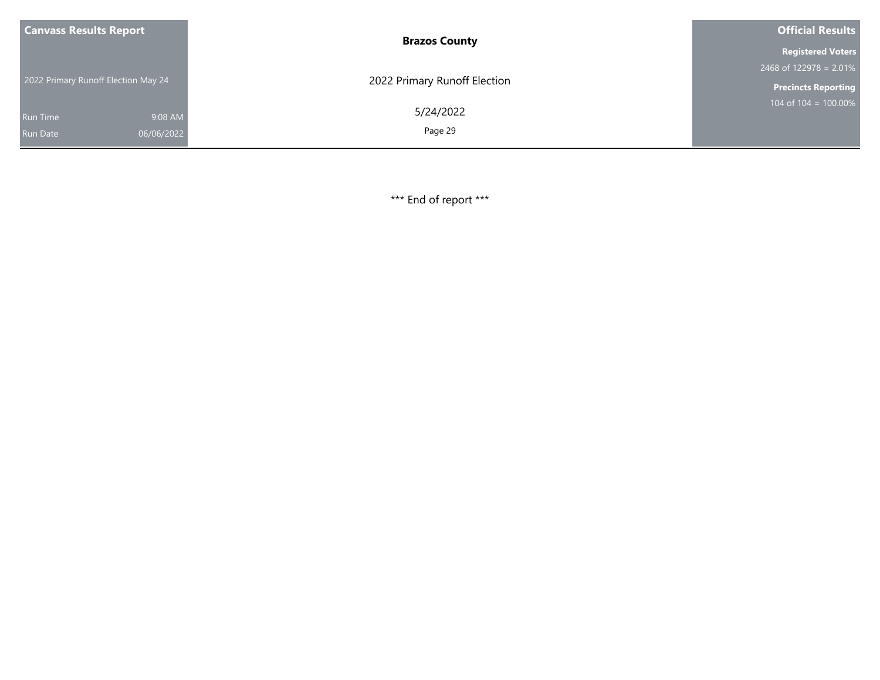*** End of report ***